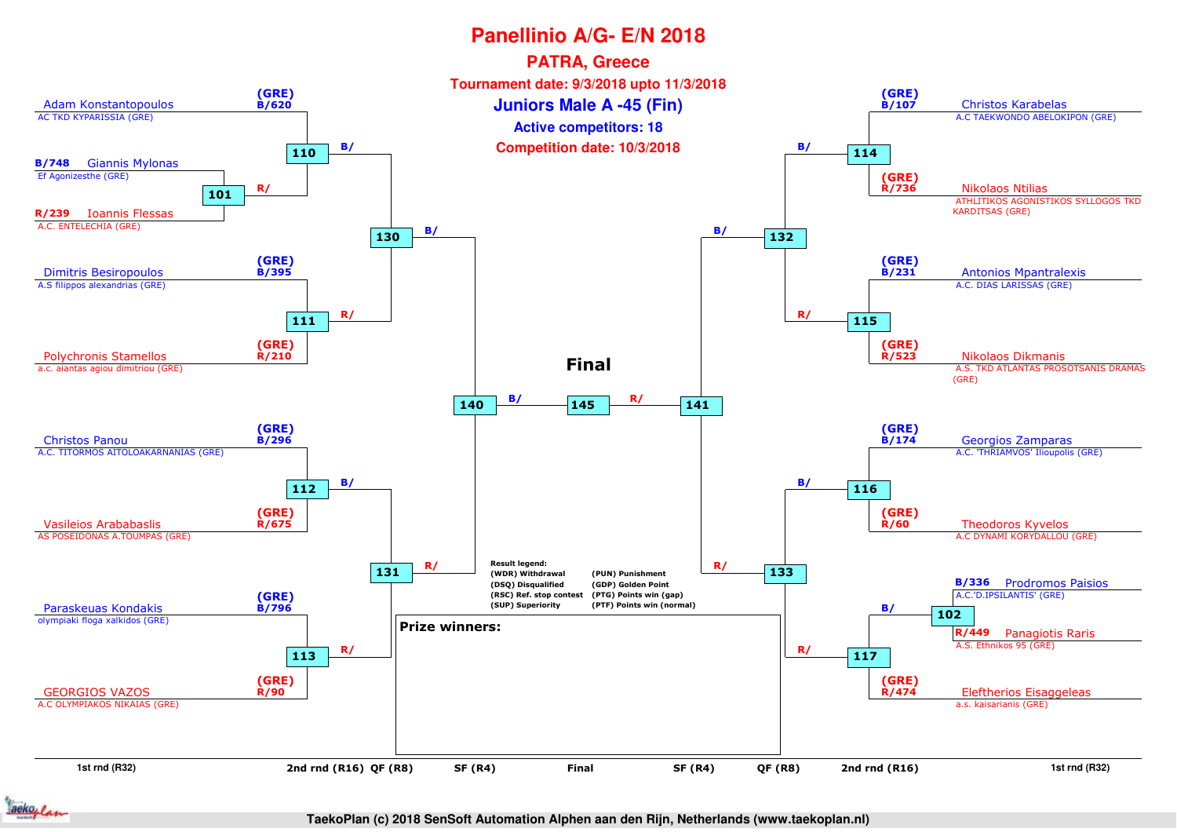# Panellinio A/G- E/N 2018

## PATRA, Greece

**Tournament date: 9/3/2018 upto 11/3/2018**

**Juniors Male A -45 (Fin)**

**Active competitors: 18**

**Competition date: 10/3/2018**

### Left half of bracket

**1st rnd (R32) / 2nd rnd (R16)**

- Match 101: B/748 Giannis Mylonas – Ef Agonizesthe (GRE) vs R/239 Ioannis Flessas – A.C. ENTELECHIA (GRE)
- Match 110: (GRE) B/620 Adam Konstantopoulos – AC TKD KYPARISSIA (GRE) vs winner of 101 (R/)
- Match 111: (GRE) B/395 Dimitris Besiropoulos – A.S filippos alexandrias (GRE) vs (GRE) R/210 Polychronis Stamellos – a.c. aiantas agiou dimitriou (GRE)
- Match 112: (GRE) B/296 Christos Panou – A.C. TITORMOS AITOLOAKARNANIAS (GRE) vs (GRE) R/675 Vasileios Arababaslis – AS POSEIDONAS A.TOUMPAS (GRE)
- Match 113: (GRE) B/796 Paraskeuas Kondakis – olympiaki floga xalkidos (GRE) vs (GRE) R/90 GEORGIOS VAZOS – A.C OLYMPIAKOS NIKAIAS (GRE)

**QF (R8)**

- Match 130: B/ (winner 110) vs R/ (winner 111)
- Match 131: B/ (winner 112) vs R/ (winner 113)

**SF (R4)**

- Match 140: B/ (winner 130) vs R/ (winner 131)

### Final

- Match 145: B/ (winner 140) vs R/ (winner 141)

### Right half of bracket

**1st rnd (R32) / 2nd rnd (R16)**

- Match 114: (GRE) B/107 Christos Karabelas – A.C TAEKWONDO ABELOKIPON (GRE) vs (GRE) R/736 Nikolaos Ntilias – ATHLITIKOS AGONISTIKOS SYLLOGOS TKD KARDITSAS (GRE)
- Match 115: (GRE) B/231 Antonios Mpantralexis – A.C. DIAS LARISSAS (GRE) vs (GRE) R/523 Nikolaos Dikmanis – A.S. TKD ATLANTAS PROSOTSANIS DRAMAS (GRE)
- Match 116: (GRE) B/174 Georgios Zamparas – A.C. 'THRIAMVOS' Ilioupolis (GRE) vs (GRE) R/60 Theodoros Kyvelos – A.C DYNAMI KORYDALLOU (GRE)
- Match 102: B/336 Prodromos Paisios – A.C.'D.IPSILANTIS' (GRE) vs R/449 Panagiotis Raris – A.S. Ethnikos 95 (GRE)
- Match 117: winner of 102 (B/) vs (GRE) R/474 Eleftherios Eisaggeleas – a.s. kaisarianis (GRE)

**QF (R8)**

- Match 132: B/ (winner 114) vs R/ (winner 115)
- Match 133: B/ (winner 116) vs R/ (winner 117)

**SF (R4)**

- Match 141: B/ (winner 132) vs R/ (winner 133)

**Result legend:**

- (WDR) Withdrawal
- (DSQ) Disqualified
- (RSC) Ref. stop contest
- (SUP) Superiority
- (PUN) Punishment
- (GDP) Golden Point
- (PTG) Points win (gap)
- (PTF) Points win (normal)

**Prize winners:**

1st rnd (R32) | 2nd rnd (R16) | QF (R8) | SF (R4) | Final | SF (R4) | QF (R8) | 2nd rnd (R16) | 1st rnd (R32)

TaekoPlan (c) 2018 SenSoft Automation Alphen aan den Rijn, Netherlands (www.taekoplan.nl)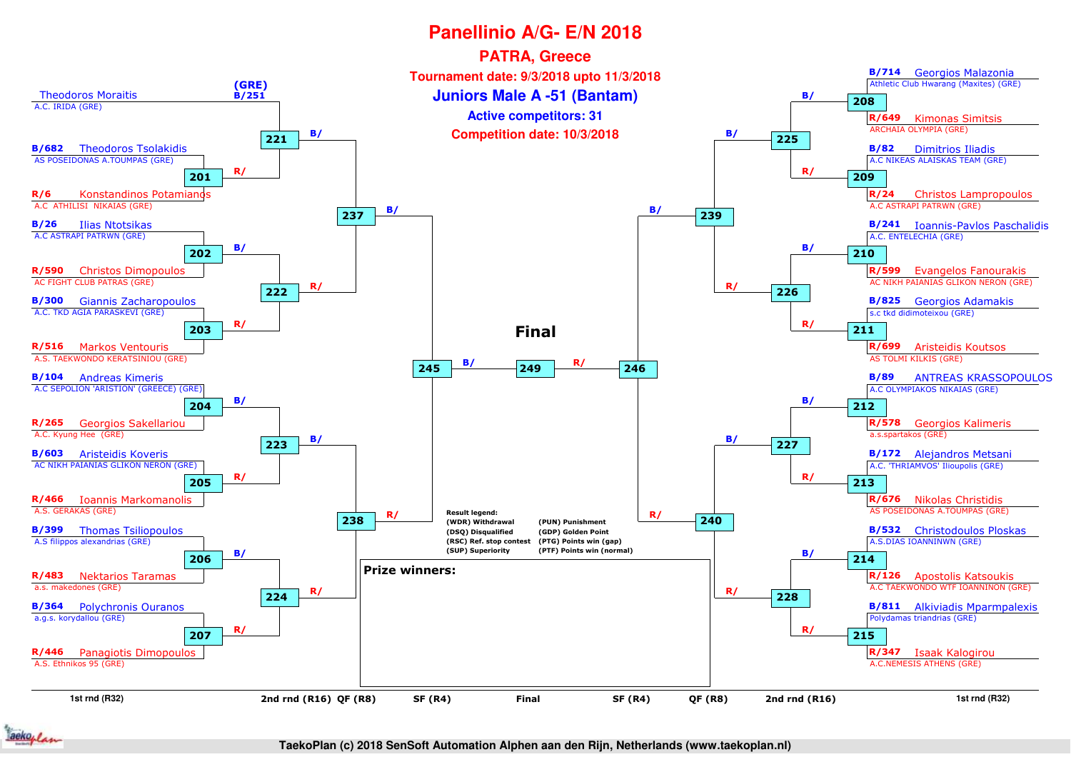# Panellinio A/G- E/N 2018

## PATRA, Greece

**Tournament date: 9/3/2018 upto 11/3/2018**

## Juniors Male A -51 (Bantam)

**Active competitors: 31**

**Competition date: 10/3/2018**

### Left side — 1st rnd (R32)

| Seed | Competitor | Club | Match |
|---|---|---|---|
| (GRE) B/251 | Theodoros Moraitis | A.C. IRIDA (GRE) | 221 (bye) |
| B/682 | Theodoros Tsolakidis | AS POSEIDONAS A.TOUMPAS (GRE) | 201 |
| R/6 | Konstandinos Potamianos | A.C ATHILISI NIKAIAS (GRE) | 201 |
| B/26 | Ilias Ntotsikas | A.C ASTRAPI PATRWN (GRE) | 202 |
| R/590 | Christos Dimopoulos | AC FIGHT CLUB PATRAS (GRE) | 202 |
| B/300 | Giannis Zacharopoulos | A.C. TKD AGIA PARASKEVI (GRE) | 203 |
| R/516 | Markos Ventouris | A.S. TAEKWONDO KERATSINIOU (GRE) | 203 |
| B/104 | Andreas Kimeris | A.C SEPOLION 'ARISTION' (GREECE) (GRE) | 204 |
| R/265 | Georgios Sakellariou | A.C. Kyung Hee (GRE) | 204 |
| B/603 | Aristeidis Koveris | AC NIKH PAIANIAS GLIKON NERON (GRE) | 205 |
| R/466 | Ioannis Markomanolis | A.S. GERAKAS (GRE) | 205 |
| B/399 | Thomas Tsiliopoulos | A.S filippos alexandrias (GRE) | 206 |
| R/483 | Nektarios Taramas | a.s. makedones (GRE) | 206 |
| B/364 | Polychronis Ouranos | a.g.s. korydallou (GRE) | 207 |
| R/446 | Panagiotis Dimopoulos | A.S. Ethnikos 95 (GRE) | 207 |

### Right side — 1st rnd (R32)

| Seed | Competitor | Club | Match |
|---|---|---|---|
| B/714 | Georgios Malazonia | Athletic Club Hwarang (Maxites) (GRE) | 208 |
| R/649 | Kimonas Simitsis | ARCHAIA OLYMPIA (GRE) | 208 |
| B/82 | Dimitrios Iliadis | A.C NIKEAS ALAISKAS TEAM (GRE) | 209 |
| R/24 | Christos Lampropoulos | A.C ASTRAPI PATRWN (GRE) | 209 |
| B/241 | Ioannis-Pavlos Paschalidis | A.C. ENTELECHIA (GRE) | 210 |
| R/599 | Evangelos Fanourakis | AC NIKH PAIANIAS GLIKON NERON (GRE) | 210 |
| B/825 | Georgios Adamakis | s.c tkd didimoteixou (GRE) | 211 |
| R/699 | Aristeidis Koutsos | AS TOLMI KILKIS (GRE) | 211 |
| B/89 | ANTREAS KRASSOPOULOS | A.C OLYMPIAKOS NIKAIAS (GRE) | 212 |
| R/578 | Georgios Kalimeris | a.s.spartakos (GRE) | 212 |
| B/172 | Alejandros Metsani | A.C. 'THRIAMVOS' Ilioupolis (GRE) | 213 |
| R/676 | Nikolas Christidis | AS POSEIDONAS A.TOUMPAS (GRE) | 213 |
| B/532 | Christodoulos Ploskas | A.S.DIAS IOANNINWN (GRE) | 214 |
| R/126 | Apostolis Katsoukis | A.C TAEKWONDO WTF IOANNINON (GRE) | 214 |
| B/811 | Alkiviadis Mparmpalexis | Polydamas triandrias (GRE) | 215 |
| R/347 | Isaak Kalogirou | A.C.NEMESIS ATHENS (GRE) | 215 |

### Bracket progression

- 2nd rnd (R16): 221 (B/221 vs R/201), 222 (202 vs 203), 223 (204 vs 205), 224 (206 vs 207), 225 (208 vs 209), 226 (210 vs 211), 227 (212 vs 213), 228 (214 vs 215)
- QF (R8): 237 (221 vs 222), 238 (223 vs 224), 239 (225 vs 226), 240 (227 vs 228)
- SF (R4): 245 (237 vs 238), 246 (239 vs 240)
- Final: 249 (B/245 vs R/246)

**Final**

**Result legend:**

- (WDR) Withdrawal
- (DSQ) Disqualified
- (RSC) Ref. stop contest
- (SUP) Superiority
- (PUN) Punishment
- (GDP) Golden Point
- (PTG) Points win (gap)
- (PTF) Points win (normal)

**Prize winners:**

1st rnd (R32) | 2nd rnd (R16) | QF (R8) | SF (R4) | Final | SF (R4) | QF (R8) | 2nd rnd (R16) | 1st rnd (R32)

TaekoPlan (c) 2018 SenSoft Automation Alphen aan den Rijn, Netherlands (www.taekoplan.nl)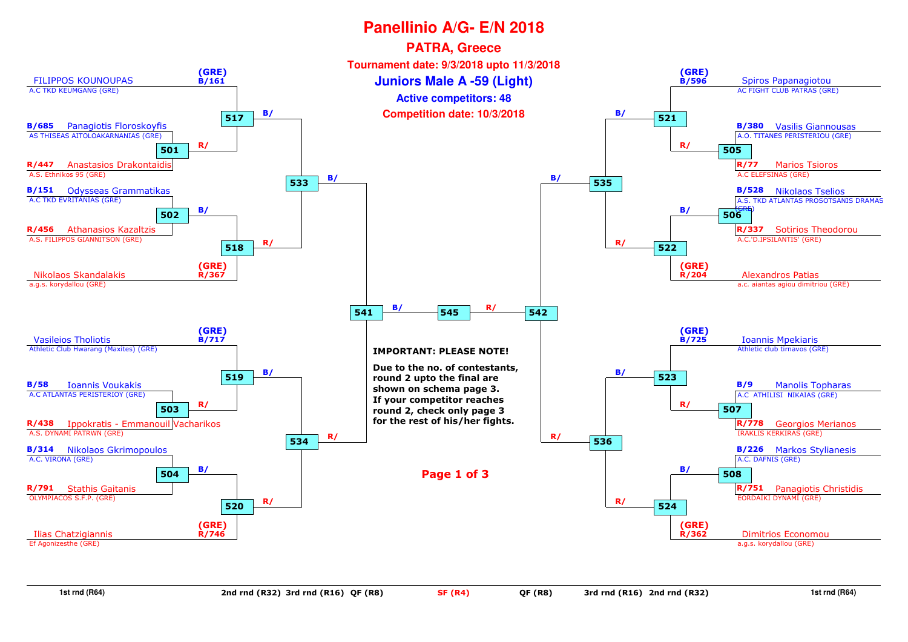# Panellinio A/G- E/N 2018

## PATRA, Greece

**Tournament date: 9/3/2018 upto 11/3/2018**

**Juniors Male A -59 (Light)**

**Active competitors: 48**

**Competition date: 10/3/2018**

### Left side

| Match | Blue | Red |
|---|---|---|
| 501 | B/685 Panagiotis Floroskoyfis – AS THISEAS AITOLOAKARNANIAS (GRE) | R/447 Anastasios Drakontaidis – A.S. Ethnikos 95 (GRE) |
| 502 | B/151 Odysseas Grammatikas – A.C TKD EVRITANIAS (GRE) | R/456 Athanasios Kazaltzis – A.S. FILIPPOS GIANNITSON (GRE) |
| 503 | B/58 Ioannis Voukakis – A.C ATLANTAS PERISTERIOY (GRE) | R/438 Ippokratis - Emmanouil Vacharikos – A.S. DYNAMI PATRWN (GRE) |
| 504 | B/314 Nikolaos Gkrimopoulos – A.C. VIRONA (GRE) | R/791 Stathis Gaitanis – OLYMPIACOS S.F.P. (GRE) |
| 517 | (GRE) B/161 FILIPPOS KOUNOUPAS – A.C TKD KEUMGANG (GRE) | Winner 501 |
| 518 | Winner 502 | (GRE) R/367 Nikolaos Skandalakis – a.g.s. korydallou (GRE) |
| 519 | (GRE) B/717 Vasileios Tholiotis – Athletic Club Hwarang (Maxites) (GRE) | Winner 503 |
| 520 | Winner 504 | (GRE) R/746 Ilias Chatzigiannis – Ef Agonizesthe (GRE) |
| 533 | Winner 517 | Winner 518 |
| 534 | Winner 519 | Winner 520 |
| 541 | Winner 533 | Winner 534 |

### Right side

| Match | Blue | Red |
|---|---|---|
| 505 | B/380 Vasilis Giannousas – A.O. TITANES PERISTERIOU (GRE) | R/77 Marios Tsioros – A.C ELEFSINAS (GRE) |
| 506 | B/528 Nikolaos Tselios – A.S. TKD ATLANTAS PROSOTSANIS DRAMAS (GRE) | R/337 Sotirios Theodorou – A.C.'D.IPSILANTIS' (GRE) |
| 507 | B/9 Manolis Topharas – A.C ATHILISI NIKAIAS (GRE) | R/778 Georgios Merianos – IRAKLIS KERKIRAS (GRE) |
| 508 | B/226 Markos Stylianesis – A.C. DAFNIS (GRE) | R/751 Panagiotis Christidis – EORDAIKI DYNAMI (GRE) |
| 521 | (GRE) B/596 Spiros Papanagiotou – AC FIGHT CLUB PATRAS (GRE) | Winner 505 |
| 522 | Winner 506 | (GRE) R/204 Alexandros Patias – a.c. aiantas agiou dimitriou (GRE) |
| 523 | (GRE) B/725 Ioannis Mpekiaris – Athletic club tirnavos (GRE) | Winner 507 |
| 524 | Winner 508 | (GRE) R/362 Dimitrios Economou – a.g.s. korydallou (GRE) |
| 535 | Winner 521 | Winner 522 |
| 536 | Winner 523 | Winner 524 |
| 542 | Winner 535 | Winner 536 |

### Semi-final

| Match | Blue | Red |
|---|---|---|
| 545 | Winner 541 | Winner 542 |

**IMPORTANT: PLEASE NOTE!**

**Due to the no. of contestants, round 2 upto the final are shown on schema page 3. If your competitor reaches round 2, check only page 3 for the rest of his/her fights.**

1st rnd (R64) | 2nd rnd (R32) | 3rd rnd (R16) | QF (R8) | SF (R4) | QF (R8) | 3rd rnd (R16) | 2nd rnd (R32) | 1st rnd (R64)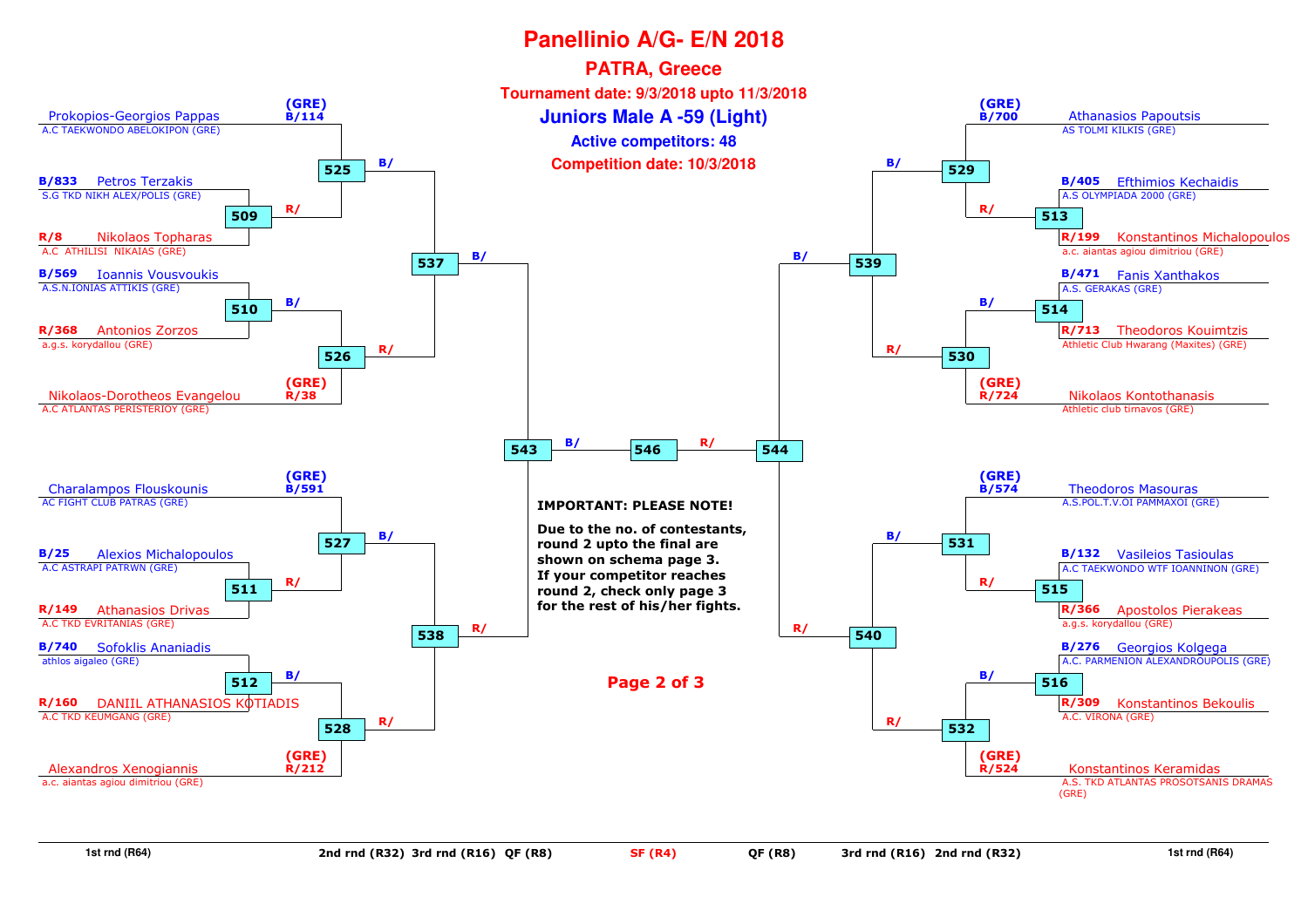# Panellinio A/G- E/N 2018

## PATRA, Greece

**Tournament date: 9/3/2018 upto 11/3/2018**

## Juniors Male A -59 (Light)

**Active competitors: 48**

**Competition date: 10/3/2018**

### Left bracket (top)

| Seed | Competitor | Club | Match |
|---|---|---|---|
| (GRE) B/114 | Prokopios-Georgios Pappas | A.C TAEKWONDO ABELOKIPON (GRE) | 525 |
| B/833 | Petros Terzakis | S.G TKD NIKH ALEX/POLIS (GRE) | 509 |
| R/8 | Nikolaos Topharas | A.C ATHILISI NIKAIAS (GRE) | 509 |
| B/569 | Ioannis Vousvoukis | A.S.N.IONIAS ATTIKIS (GRE) | 510 |
| R/368 | Antonios Zorzos | a.g.s. korydallou (GRE) | 510 |
| (GRE) R/38 | Nikolaos-Dorotheos Evangelou | A.C ATLANTAS PERISTERIOY (GRE) | 526 |

Matches: 509 → 525 (R/); 510 → 526 (B/); 525 (B/), 526 (R/) → 537; 537 (B/) → 543

### Left bracket (bottom)

| Seed | Competitor | Club | Match |
|---|---|---|---|
| (GRE) B/591 | Charalampos Flouskounis | AC FIGHT CLUB PATRAS (GRE) | 527 |
| B/25 | Alexios Michalopoulos | A.C ASTRAPI PATRWN (GRE) | 511 |
| R/149 | Athanasios Drivas | A.C TKD EVRITANIAS (GRE) | 511 |
| B/740 | Sofoklis Ananiadis | athlos aigaleo (GRE) | 512 |
| R/160 | DANIIL ATHANASIOS KOTIADIS | A.C TKD KEUMGANG (GRE) | 512 |
| (GRE) R/212 | Alexandros Xenogiannis | a.c. aiantas agiou dimitriou (GRE) | 528 |

Matches: 511 → 527 (R/); 512 → 528 (B/); 527 (B/), 528 (R/) → 538; 538 (R/) → 543

### Right bracket (top)

| Seed | Competitor | Club | Match |
|---|---|---|---|
| (GRE) B/700 | Athanasios Papoutsis | AS TOLMI KILKIS (GRE) | 529 |
| B/405 | Efthimios Kechaidis | A.S OLYMPIADA 2000 (GRE) | 513 |
| R/199 | Konstantinos Michalopoulos | a.c. aiantas agiou dimitriou (GRE) | 513 |
| B/471 | Fanis Xanthakos | A.S. GERAKAS (GRE) | 514 |
| R/713 | Theodoros Kouimtzis | Athletic Club Hwarang (Maxites) (GRE) | 514 |
| (GRE) R/724 | Nikolaos Kontothanasis | Athletic club tirnavos (GRE) | 530 |

Matches: 513 → 529 (R/); 514 → 530 (B/); 529 (B/), 530 (R/) → 539; 539 (B/) → 544

### Right bracket (bottom)

| Seed | Competitor | Club | Match |
|---|---|---|---|
| (GRE) B/574 | Theodoros Masouras | A.S.POL.T.V.OI PAMMAXOI (GRE) | 531 |
| B/132 | Vasileios Tasioulas | A.C TAEKWONDO WTF IOANNINON (GRE) | 515 |
| R/366 | Apostolos Pierakeas | a.g.s. korydallou (GRE) | 515 |
| B/276 | Georgios Kolgega | A.C. PARMENION ALEXANDROUPOLIS (GRE) | 516 |
| R/309 | Konstantinos Bekoulis | A.C. VIRONA (GRE) | 516 |
| (GRE) R/524 | Konstantinos Keramidas | A.S. TKD ATLANTAS PROSOTSANIS DRAMAS (GRE) | 532 |

Matches: 515 → 531 (R/); 516 → 532 (B/); 531 (B/), 532 (R/) → 540; 540 (R/) → 544

### Semifinal

543 (B/) → 546 ← 544 (R/)

**IMPORTANT: PLEASE NOTE!**

**Due to the no. of contestants, round 2 upto the final are shown on schema page 3. If your competitor reaches round 2, check only page 3 for the rest of his/her fights.**

1st rnd (R64) | 2nd rnd (R32) | 3rd rnd (R16) | QF (R8) | SF (R4) | QF (R8) | 3rd rnd (R16) | 2nd rnd (R32) | 1st rnd (R64)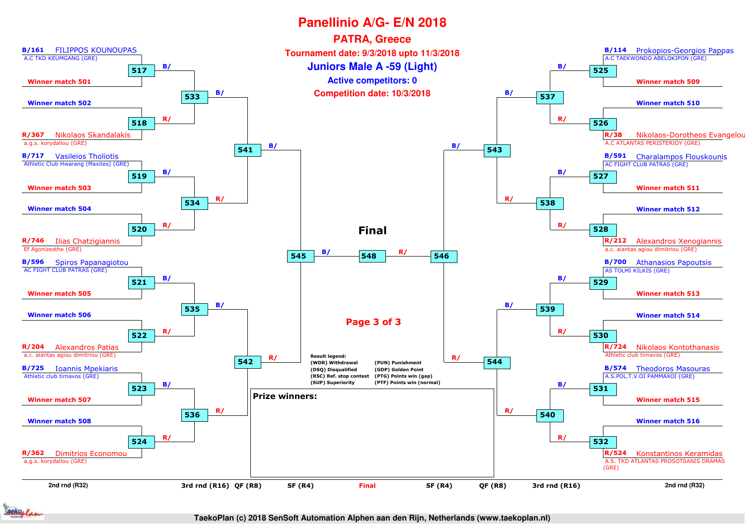# Panellinio A/G- E/N 2018

## PATRA, Greece

**Tournament date: 9/3/2018 upto 11/3/2018**

## Juniors Male A -59 (Light)

**Active competitors: 0**

**Competition date: 10/3/2018**

### Left side (2nd rnd (R32))

| Match | Blue | Red |
|---|---|---|
| 517 | B/161 FILIPPOS KOUNOUPAS (A.C TKD KEUMGANG (GRE)) | Winner match 501 |
| 518 | Winner match 502 | R/367 Nikolaos Skandalakis (a.g.s. korydallou (GRE)) |
| 519 | B/717 Vasileios Tholiotis (Athletic Club Hwarang (Maxites) (GRE)) | Winner match 503 |
| 520 | Winner match 504 | R/746 Ilias Chatzigiannis (Ef Agonizesthe (GRE)) |
| 521 | B/596 Spiros Papanagiotou (AC FIGHT CLUB PATRAS (GRE)) | Winner match 505 |
| 522 | Winner match 506 | R/204 Alexandros Patias (a.c. aiantas agiou dimitriou (GRE)) |
| 523 | B/725 Ioannis Mpekiaris (Athletic club tirnavos (GRE)) | Winner match 507 |
| 524 | Winner match 508 | R/362 Dimitrios Economou (a.g.s. korydallou (GRE)) |

### Right side (2nd rnd (R32))

| Match | Blue | Red |
|---|---|---|
| 525 | B/114 Prokopios-Georgios Pappas (A.C TAEKWONDO ABELOKIPON (GRE)) | Winner match 509 |
| 526 | Winner match 510 | R/38 Nikolaos-Dorotheos Evangelou (A.C ATLANTAS PERISTERIOY (GRE)) |
| 527 | B/591 Charalampos Flouskounis (AC FIGHT CLUB PATRAS (GRE)) | Winner match 511 |
| 528 | Winner match 512 | R/212 Alexandros Xenogiannis (a.c. aiantas agiou dimitriou (GRE)) |
| 529 | B/700 Athanasios Papoutsis (AS TOLMI KILKIS (GRE)) | Winner match 513 |
| 530 | Winner match 514 | R/724 Nikolaos Kontothanasis (Athletic club tirnavos (GRE)) |
| 531 | B/574 Theodoros Masouras (A.S.POL.T.V.OI PAMMAXOI (GRE)) | Winner match 515 |
| 532 | Winner match 516 | R/524 Konstantinos Keramidas (A.S. TKD ATLANTAS PROSOTSANIS DRAMAS (GRE)) |

### Later rounds

- 3rd rnd (R16): 533 (517 vs 518), 534 (519 vs 520), 535 (521 vs 522), 536 (523 vs 524), 537 (525 vs 526), 538 (527 vs 528), 539 (529 vs 530), 540 (531 vs 532)
- QF (R8): 541 (533 vs 534), 542 (535 vs 536), 543 (537 vs 538), 544 (539 vs 540)
- SF (R4): 545 (541 vs 542), 546 (543 vs 544)
- **Final**: 548 (545 B/ vs 546 R/)

**Result legend:**

- (WDR) Withdrawal
- (DSQ) Disqualified
- (RSC) Ref. stop contest
- (SUP) Superiority
- (PUN) Punishment
- (GDP) Golden Point
- (PTG) Points win (gap)
- (PTF) Points win (normal)

**Prize winners:**

TaekoPlan (c) 2018 SenSoft Automation Alphen aan den Rijn, Netherlands (www.taekoplan.nl)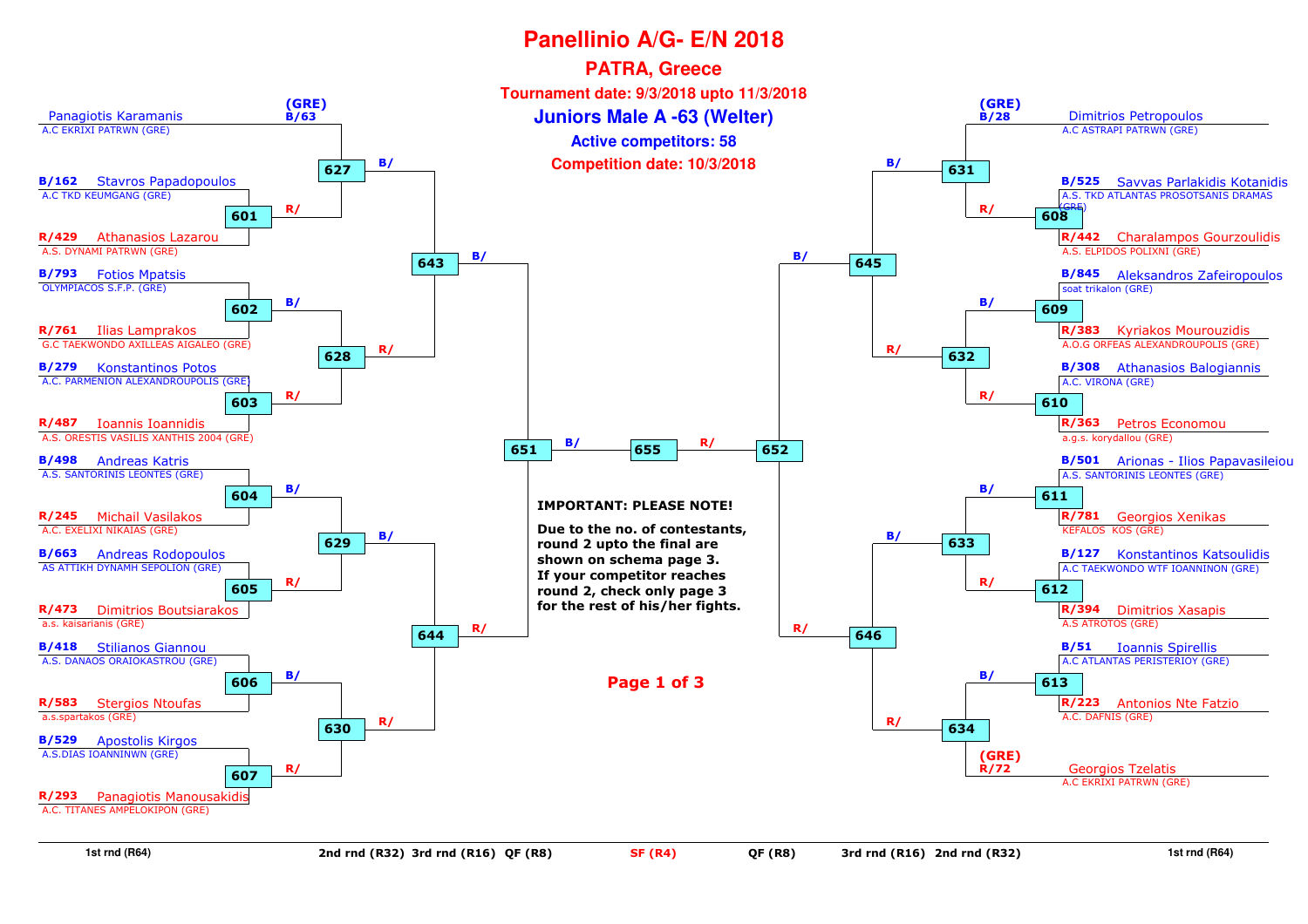# Panellinio A/G- E/N 2018

## PATRA, Greece

**Tournament date: 9/3/2018 upto 11/3/2018**

## Juniors Male A -63 (Welter)

**Active competitors: 58**

**Competition date: 10/3/2018**

### Left side – 1st rnd (R64)

| Match | Blue | Red |
|---|---|---|
| 627 | (GRE) B/63 Panagiotis Karamanis – A.C EKRIXI PATRWN (GRE) | Winner 601 |
| 601 | B/162 Stavros Papadopoulos – A.C TKD KEUMGANG (GRE) | R/429 Athanasios Lazarou – A.S. DYNAMI PATRWN (GRE) |
| 602 | B/793 Fotios Mpatsis – OLYMPIACOS S.F.P. (GRE) | R/761 Ilias Lamprakos – G.C TAEKWONDO AXILLEAS AIGALEO (GRE) |
| 603 | B/279 Konstantinos Potos – A.C. PARMENION ALEXANDROUPOLIS (GRE) | R/487 Ioannis Ioannidis – A.S. ORESTIS VASILIS XANTHIS 2004 (GRE) |
| 604 | B/498 Andreas Katris – A.S. SANTORINIS LEONTES (GRE) | R/245 Michail Vasilakos – A.C. EXELIXI NIKAIAS (GRE) |
| 605 | B/663 Andreas Rodopoulos – AS ATTIKH DYNAMH SEPOLION (GRE) | R/473 Dimitrios Boutsiarakos – a.s. kaisarianis (GRE) |
| 606 | B/418 Stilianos Giannou – A.S. DANAOS ORAIOKASTROU (GRE) | R/583 Stergios Ntoufas – a.s.spartakos (GRE) |
| 607 | B/529 Apostolis Kirgos – A.S.DIAS IOANNINWN (GRE) | R/293 Panagiotis Manousakidis – A.C. TITANES AMPELOKIPON (GRE) |

Further rounds (left): 2nd rnd (R32): 627, 628, 629, 630 → 3rd rnd (R16): 643, 644 → QF (R8): 651 → SF (R4): 655

### Right side – 1st rnd (R64)

| Match | Blue | Red |
|---|---|---|
| 631 | (GRE) B/28 Dimitrios Petropoulos – A.C ASTRAPI PATRWN (GRE) | Winner 608 |
| 608 | B/525 Savvas Parlakidis Kotanidis – A.S. TKD ATLANTAS PROSOTSANIS DRAMAS (GRE) | R/442 Charalampos Gourzoulidis – A.S. ELPIDOS POLIXNI (GRE) |
| 609 | B/845 Aleksandros Zafeiropoulos – soat trikalon (GRE) | R/383 Kyriakos Mourouzidis – A.O.G ORFEAS ALEXANDROUPOLIS (GRE) |
| 610 | B/308 Athanasios Balogiannis – A.C. VIRONA (GRE) | R/363 Petros Economou – a.g.s. korydallou (GRE) |
| 611 | B/501 Arionas - Ilios Papavasileiou – A.S. SANTORINIS LEONTES (GRE) | R/781 Georgios Xenikas – KEFALOS KOS (GRE) |
| 612 | B/127 Konstantinos Katsoulidis – A.C TAEKWONDO WTF IOANNINON (GRE) | R/394 Dimitrios Xasapis – A.S ATROTOS (GRE) |
| 613 | B/51 Ioannis Spirellis – A.C ATLANTAS PERISTERIOY (GRE) | R/223 Antonios Nte Fatzio – A.C. DAFNIS (GRE) |
| 634 | Winner 613 | (GRE) R/72 Georgios Tzelatis – A.C EKRIXI PATRWN (GRE) |

Further rounds (right): 2nd rnd (R32): 631, 632, 633, 634 → 3rd rnd (R16): 645, 646 → QF (R8): 652 → SF (R4): 655

**IMPORTANT: PLEASE NOTE!**

**Due to the no. of contestants, round 2 upto the final are shown on schema page 3. If your competitor reaches round 2, check only page 3 for the rest of his/her fights.**

1st rnd (R64) | 2nd rnd (R32) | 3rd rnd (R16) | QF (R8) | SF (R4) | QF (R8) | 3rd rnd (R16) | 2nd rnd (R32) | 1st rnd (R64)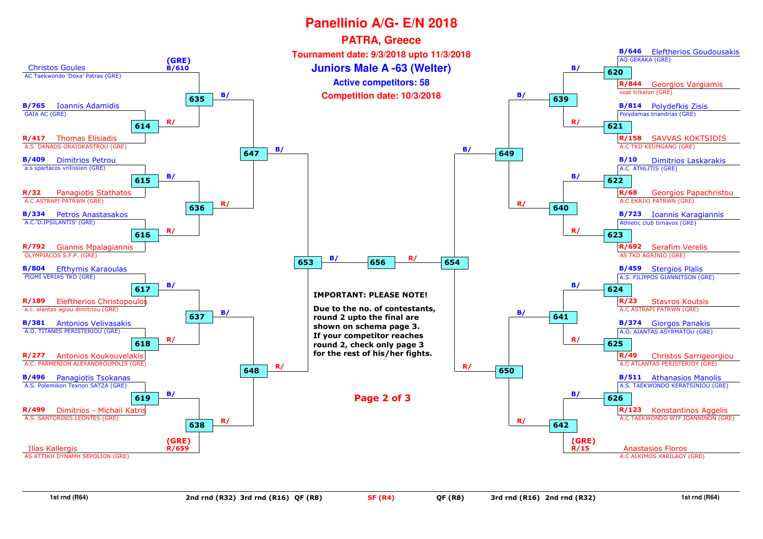# Panellinio A/G- E/N 2018

## PATRA, Greece

**Tournament date: 9/3/2018 upto 11/3/2018**

## Juniors Male A -63 (Welter)

**Active competitors: 58**

**Competition date: 10/3/2018**

### Left side of bracket

| Seed | Competitor | Club | Match (R32) | Match (R16) | Match (QF) | Match (SF) |
|---|---|---|---|---|---|---|
| (GRE) B/610 | Christos Goules | AC Taekwondo 'Doxa' Patras (GRE) | | 635 | 647 | 653 |
| B/765 | Ioannis Adamidis | GAIA AC (GRE) | 614 | 635 | 647 | 653 |
| R/417 | Thomas Elisiadis | A.S. DANAOS ORAIOKASTROU (GRE) | 614 | 635 | 647 | 653 |
| B/409 | Dimitrios Petrou | a.s spartacos vrilission (GRE) | 615 | 636 | 647 | 653 |
| R/32 | Panagiotis Stathatos | A.C ASTRAPI PATRWN (GRE) | 615 | 636 | 647 | 653 |
| B/334 | Petros Anastasakos | A.C.'D.IPSILANTIS' (GRE) | 616 | 636 | 647 | 653 |
| R/792 | Giannis Mpalagiannis | OLYMPIACOS S.F.P. (GRE) | 616 | 636 | 647 | 653 |
| B/804 | Efthymis Karaoulas | PIGMI VERIAS TKD (GRE) | 617 | 637 | 648 | 653 |
| R/189 | Eleftherios Christopoulos | a.c. aiantas agiou dimitriou (GRE) | 617 | 637 | 648 | 653 |
| B/381 | Antonios Velivasakis | A.O. TITANES PERISTERIOU (GRE) | 618 | 637 | 648 | 653 |
| R/277 | Antonios Koukouvelakis | A.C. PARMENION ALEXANDROUPOLIS (GRE) | 618 | 637 | 648 | 653 |
| B/496 | Panagiotis Tsokanas | A.S. Polemikon Texnon SATZA (GRE) | 619 | 638 | 648 | 653 |
| R/499 | Dimitrios - Michail Katris | A.S. SANTORINIS LEONTES (GRE) | 619 | 638 | 648 | 653 |
| (GRE) R/659 | Ilias Kallergis | AS ATTIKH DYNAMH SEPOLION (GRE) | | 638 | 648 | 653 |

### Right side of bracket

| Seed | Competitor | Club | Match (R32) | Match (R16) | Match (QF) | Match (SF) |
|---|---|---|---|---|---|---|
| B/646 | Eleftherios Goudousakis | AO GERAKA (GRE) | 620 | 639 | 649 | 654 |
| R/844 | Georgios Vargiamis | soat trikalon (GRE) | 620 | 639 | 649 | 654 |
| B/814 | Polydefkis Zisis | Polydamas triandrias (GRE) | 621 | 639 | 649 | 654 |
| R/158 | SAVVAS KOKTSIDIS | A.C TKD KEUMGANG (GRE) | 621 | 639 | 649 | 654 |
| B/10 | Dimitrios Laskarakis | A.C ATHLITIS (GRE) | 622 | 640 | 649 | 654 |
| R/68 | Georgios Papachristou | A.C EKRIXI PATRWN (GRE) | 622 | 640 | 649 | 654 |
| B/723 | Ioannis Karagiannis | Athletic club tirnavos (GRE) | 623 | 640 | 649 | 654 |
| R/692 | Serafim Verelis | AS TKD AGRINIO (GRE) | 623 | 640 | 649 | 654 |
| B/459 | Stergios Plalis | A.S. FILIPPOS GIANNITSON (GRE) | 624 | 641 | 650 | 654 |
| R/23 | Stavros Koutsis | A.C ASTRAPI PATRWN (GRE) | 624 | 641 | 650 | 654 |
| B/374 | Giorgos Panakis | A.O. AIANTAS ASYRMATOU (GRE) | 625 | 641 | 650 | 654 |
| R/49 | Christos Sarrigeorgiou | A.C ATLANTAS PERISTERIOY (GRE) | 625 | 641 | 650 | 654 |
| B/511 | Athanasios Manolis | A.S. TAEKWONDO KERATSINIOU (GRE) | 626 | 642 | 650 | 654 |
| R/123 | Konstantinos Aggelis | A.C TAEKWONDO WTF IOANNINON (GRE) | 626 | 642 | 650 | 654 |
| (GRE) R/15 | Anastasios Floros | A.C ALKIMOS XARILAOY (GRE) | | 642 | 650 | 654 |

Semifinal: 653 (B/) vs 654 (R/) → 656

**IMPORTANT: PLEASE NOTE!**

**Due to the no. of contestants, round 2 upto the final are shown on schema page 3. If your competitor reaches round 2, check only page 3 for the rest of his/her fights.**

**Page 2 of 3**

1st rnd (R64) | 2nd rnd (R32) | 3rd rnd (R16) | QF (R8) | SF (R4) | QF (R8) | 3rd rnd (R16) | 2nd rnd (R32) | 1st rnd (R64)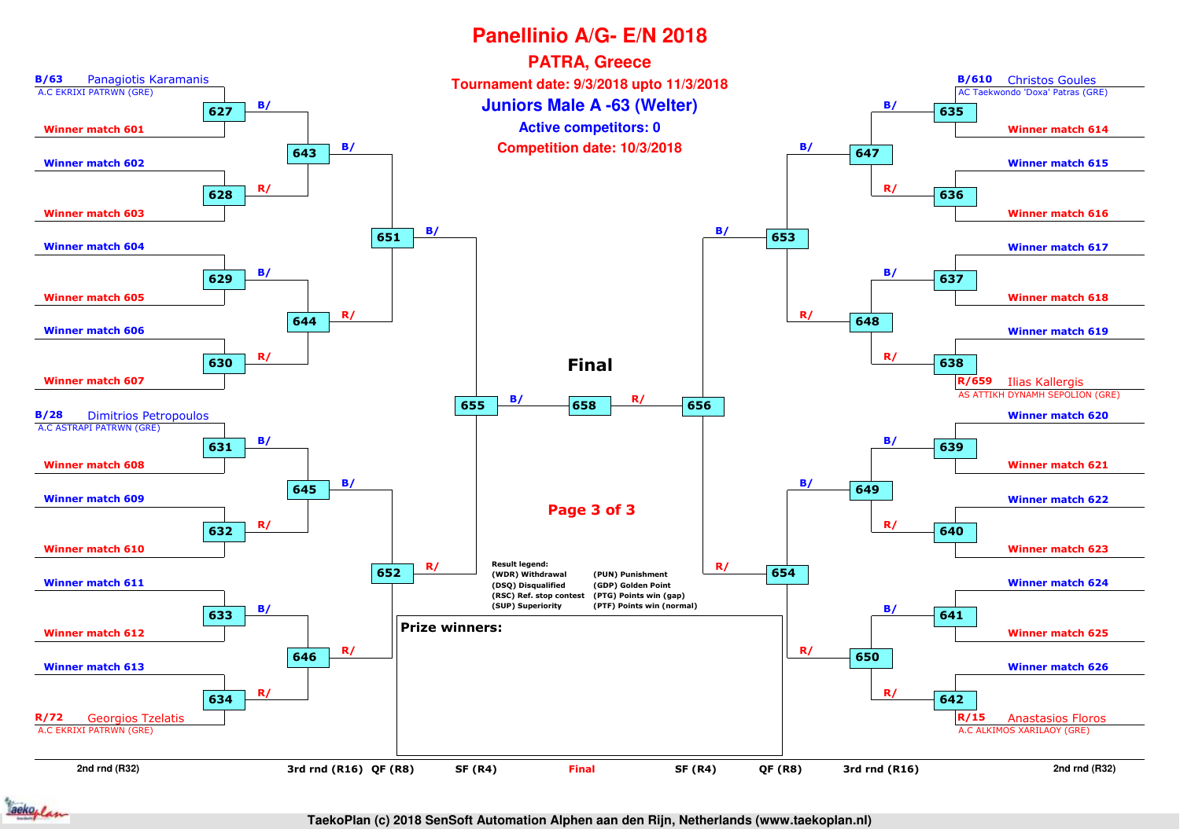# Panellinio A/G- E/N 2018

## PATRA, Greece

**Tournament date: 9/3/2018 upto 11/3/2018**

**Juniors Male A -63 (Welter)**

**Active competitors: 0**

**Competition date: 10/3/2018**

### Left side of bracket

| 2nd rnd (R32) | Match | 3rd rnd (R16) | QF (R8) | SF (R4) |
|---|---|---|---|---|
| B/63 Panagiotis Karamanis, A.C EKRIXI PATRWN (GRE) / Winner match 601 | 627 | 643 (B/) | 651 (B/) | 655 (B/) |
| Winner match 602 / Winner match 603 | 628 | 643 (R/) | | |
| Winner match 604 / Winner match 605 | 629 | 644 (B/) | 651 (R/) | |
| Winner match 606 / Winner match 607 | 630 | 644 (R/) | | |
| B/28 Dimitrios Petropoulos, A.C ASTRAPI PATRWN (GRE) / Winner match 608 | 631 | 645 (B/) | 652 (B/) | 655 (R/) |
| Winner match 609 / Winner match 610 | 632 | 645 (R/) | | |
| Winner match 611 / Winner match 612 | 633 | 646 (B/) | 652 (R/) | |
| Winner match 613 / R/72 Georgios Tzelatis, A.C EKRIXI PATRWN (GRE) | 634 | 646 (R/) | | |

### Final

655 (B/) — **658** — 656 (R/)

### Right side of bracket

| 2nd rnd (R32) | Match | 3rd rnd (R16) | QF (R8) | SF (R4) |
|---|---|---|---|---|
| B/610 Christos Goules, AC Taekwondo 'Doxa' Patras (GRE) / Winner match 614 | 635 | 647 (B/) | 653 (B/) | 656 (B/) |
| Winner match 615 / Winner match 616 | 636 | 647 (R/) | | |
| Winner match 617 / Winner match 618 | 637 | 648 (B/) | 653 (R/) | |
| Winner match 619 / R/659 Ilias Kallergis, AS ATTIKH DYNAMH SEPOLION (GRE) | 638 | 648 (R/) | | |
| Winner match 620 / Winner match 621 | 639 | 649 (B/) | 654 (B/) | 656 (R/) |
| Winner match 622 / Winner match 623 | 640 | 649 (R/) | | |
| Winner match 624 / Winner match 625 | 641 | 650 (B/) | 654 (R/) | |
| Winner match 626 / R/15 Anastasios Floros, A.C ALKIMOS XARILAOY (GRE) | 642 | 650 (R/) | | |

**Result legend:**
- (WDR) Withdrawal
- (DSQ) Disqualified
- (RSC) Ref. stop contest
- (SUP) Superiority
- (PUN) Punishment
- (GDP) Golden Point
- (PTG) Points win (gap)
- (PTF) Points win (normal)

**Prize winners:**

TaekoPlan (c) 2018 SenSoft Automation Alphen aan den Rijn, Netherlands (www.taekoplan.nl)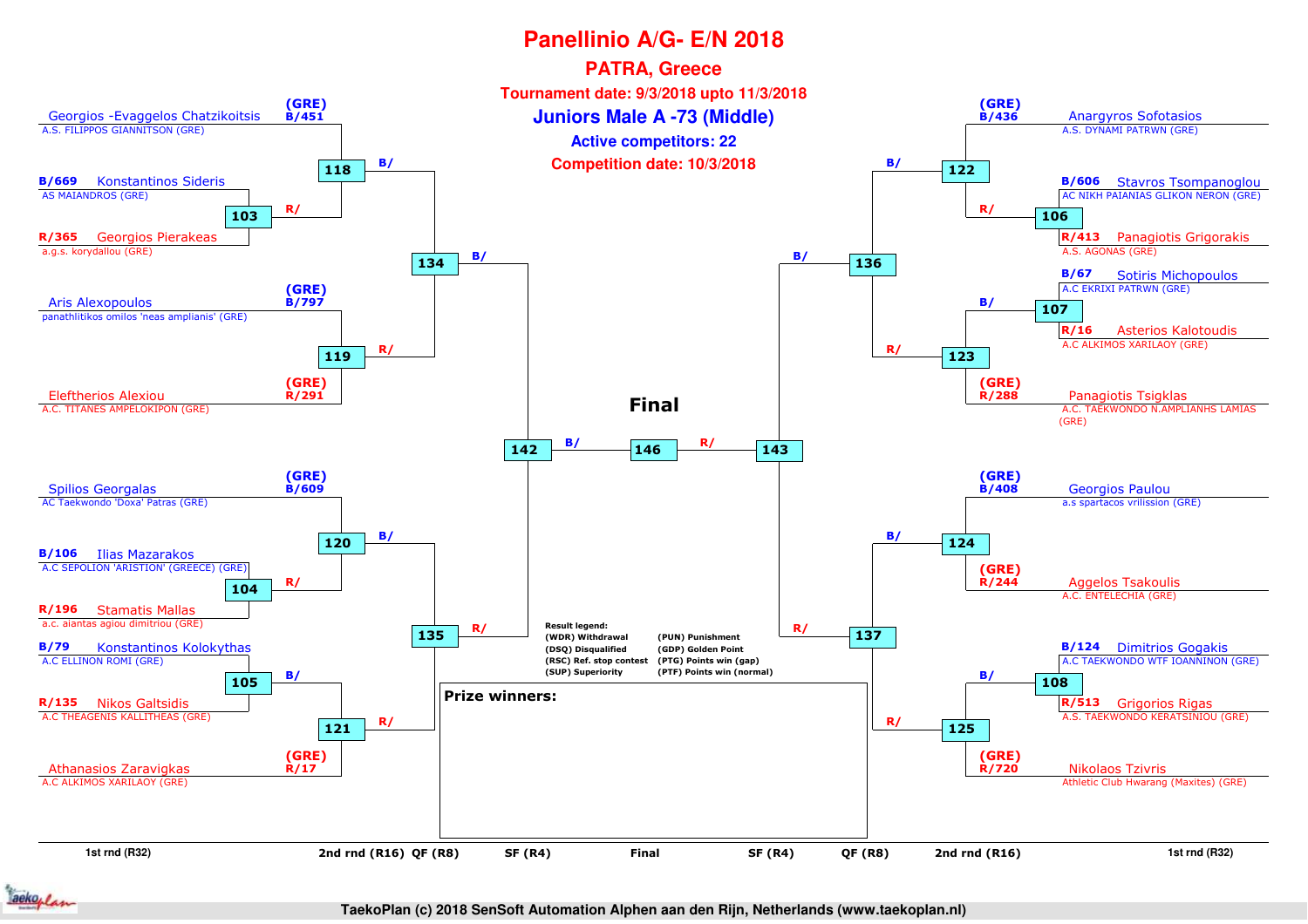# Panellinio A/G- E/N 2018

## PATRA, Greece

**Tournament date: 9/3/2018 upto 11/3/2018**

## Juniors Male A -73 (Middle)

**Active competitors: 22**

**Competition date: 10/3/2018**

### Left side of bracket

| Competitor | Club | Seed/No. | 1st rnd (R32) | 2nd rnd (R16) | QF (R8) | SF (R4) |
|---|---|---|---|---|---|---|
| Georgios -Evaggelos Chatzikoitsis | A.S. FILIPPOS GIANNITSON (GRE) | (GRE) B/451 | | 118 B/ | 134 B/ | 142 B/ |
| Konstantinos Sideris | AS MAIANDROS (GRE) | B/669 | 103 R/ | 118 R/ | | |
| Georgios Pierakeas | a.g.s. korydallou (GRE) | R/365 | 103 | | | |
| Aris Alexopoulos | panathlitikos omilos 'neas amplianis' (GRE) | (GRE) B/797 | | 119 | 134 R/ | |
| Eleftherios Alexiou | A.C. TITANES AMPELOKIPON (GRE) | (GRE) R/291 | | 119 | | |
| Spilios Georgalas | AC Taekwondo 'Doxa' Patras (GRE) | (GRE) B/609 | | 120 B/ | 135 B/ | 142 R/ |
| Ilias Mazarakos | A.C SEPOLION 'ARISTION' (GREECE) (GRE) | B/106 | 104 R/ | 120 R/ | | |
| Stamatis Mallas | a.c. aiantas agiou dimitriou (GRE) | R/196 | 104 | | | |
| Konstantinos Kolokythas | A.C ELLINON ROMI (GRE) | B/79 | 105 B/ | 121 | 135 R/ | |
| Nikos Galtsidis | A.C THEAGENIS KALLITHEAS (GRE) | R/135 | 105 | | | |
| Athanasios Zaravigkas | A.C ALKIMOS XARILAOY (GRE) | (GRE) R/17 | | 121 R/ | | |

### Right side of bracket

| Competitor | Club | Seed/No. | 1st rnd (R32) | 2nd rnd (R16) | QF (R8) | SF (R4) |
|---|---|---|---|---|---|---|
| Anargyros Sofotasios | A.S. DYNAMI PATRWN (GRE) | (GRE) B/436 | | 122 B/ | 136 B/ | 143 R/ |
| Stavros Tsompanoglou | AC NIKH PAIANIAS GLIKON NERON (GRE) | B/606 | 106 R/ | 122 R/ | | |
| Panagiotis Grigorakis | A.S. AGONAS (GRE) | R/413 | 106 | | | |
| Sotiris Michopoulos | A.C EKRIXI PATRWN (GRE) | B/67 | 107 B/ | 123 | 136 R/ | |
| Asterios Kalotoudis | A.C ALKIMOS XARILAOY (GRE) | R/16 | 107 | | | |
| Panagiotis Tsigklas | A.C. TAEKWONDO N.AMPLIANHS LAMIAS (GRE) | (GRE) R/288 | | 123 R/ | | |
| Georgios Paulou | a.s spartacos vrilission (GRE) | (GRE) B/408 | | 124 B/ | 137 B/ | 143 R/ |
| Aggelos Tsakoulis | A.C. ENTELECHIA (GRE) | (GRE) R/244 | | 124 | | |
| Dimitrios Gogakis | A.C TAEKWONDO WTF IOANNINON (GRE) | B/124 | 108 B/ | 125 | 137 R/ | |
| Grigorios Rigas | A.S. TAEKWONDO KERATSINIOU (GRE) | R/513 | 108 | | | |
| Nikolaos Tzivris | Athletic Club Hwarang (Maxites) (GRE) | (GRE) R/720 | | 125 R/ | | |

### Final

142 B/ — 146 — R/ 143

**Result legend:**

- (WDR) Withdrawal
- (DSQ) Disqualified
- (RSC) Ref. stop contest
- (SUP) Superiority
- (PUN) Punishment
- (GDP) Golden Point
- (PTG) Points win (gap)
- (PTF) Points win (normal)

**Prize winners:**

1st rnd (R32) | 2nd rnd (R16) | QF (R8) | SF (R4) | Final | SF (R4) | QF (R8) | 2nd rnd (R16) | 1st rnd (R32)

TaekoPlan (c) 2018 SenSoft Automation Alphen aan den Rijn, Netherlands (www.taekoplan.nl)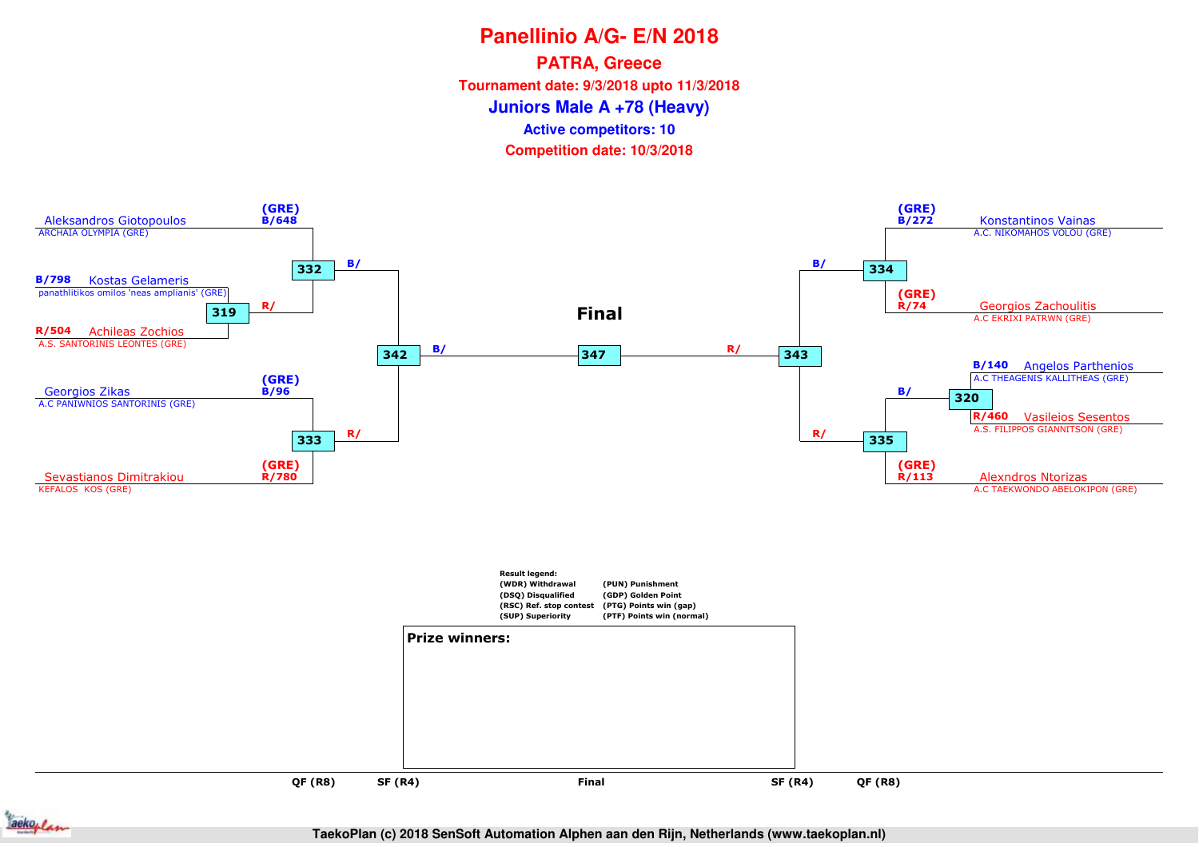# Panellinio A/G- E/N 2018

## PATRA, Greece

**Tournament date: 9/3/2018 upto 11/3/2018**

**Juniors Male A +78 (Heavy)**

**Active competitors: 10**

**Competition date: 10/3/2018**

### Left side of bracket

| Competitor | Club | Seed/Code | Match |
| --- | --- | --- | --- |
| Aleksandros Giotopoulos | ARCHAIA OLYMPIA (GRE) | (GRE) B/648 | 332 |
| Kostas Gelameris | panathlitikos omilos 'neas amplianis' (GRE) | B/798 | 319 |
| Achileas Zochios | A.S. SANTORINIS LEONTES (GRE) | R/504 | 319 |
| Georgios Zikas | A.C PANIWNIOS SANTORINIS (GRE) | (GRE) B/96 | 333 |
| Sevastianos Dimitrakiou | KEFALOS KOS (GRE) | (GRE) R/780 | 333 |

- Match 319: Kostas Gelameris (B/) vs Achileas Zochios (R/) → winner to 332 (R/)
- Match 332: B/ → 342
- Match 333: R/ → 342
- Match 342: B/ → 347

### Right side of bracket

| Competitor | Club | Seed/Code | Match |
| --- | --- | --- | --- |
| Konstantinos Vainas | A.C. NIKOMAHOS VOLOU (GRE) | (GRE) B/272 | 334 |
| Georgios Zachoulitis | A.C EKRIXI PATRWN (GRE) | (GRE) R/74 | 334 |
| Angelos Parthenios | A.C THEAGENIS KALLITHEAS (GRE) | B/140 | 320 |
| Vasileios Sesentos | A.S. FILIPPOS GIANNITSON (GRE) | R/460 | 320 |
| Alexndros Ntorizas | A.C TAEKWONDO ABELOKIPON (GRE) | (GRE) R/113 | 335 |

- Match 320: Angelos Parthenios (B/) vs Vasileios Sesentos (R/) → winner to 335 (B/)
- Match 334: B/ → 343
- Match 335: R/ → 343
- Match 343: R/ → 347

### Final

Match 347

**Result legend:**

| | |
| --- | --- |
| (WDR) Withdrawal | (PUN) Punishment |
| (DSQ) Disqualified | (GDP) Golden Point |
| (RSC) Ref. stop contest | (PTG) Points win (gap) |
| (SUP) Superiority | (PTF) Points win (normal) |

**Prize winners:**

QF (R8) | SF (R4) | Final | SF (R4) | QF (R8)

TaekoPlan (c) 2018 SenSoft Automation Alphen aan den Rijn, Netherlands (www.taekoplan.nl)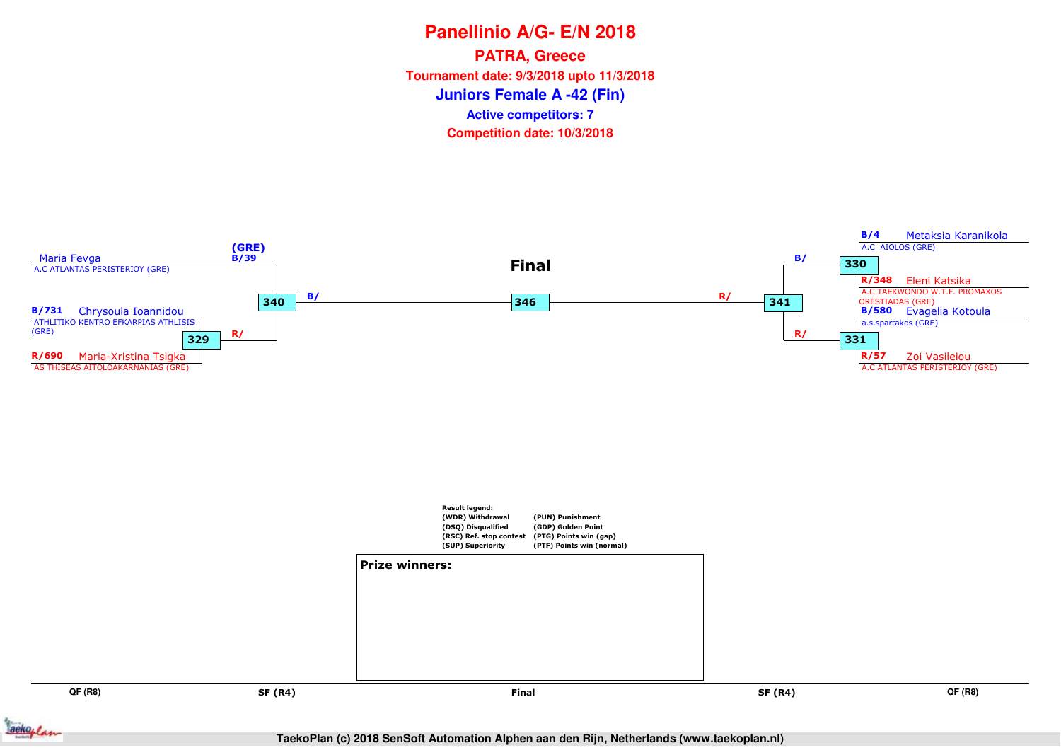# Panellinio A/G- E/N 2018

## PATRA, Greece

**Tournament date: 9/3/2018 upto 11/3/2018**

## Juniors Female A -42 (Fin)

**Active competitors: 7**

**Competition date: 10/3/2018**

### Final

**Left side:**

- Maria Fevga — A.C ATLANTAS PERISTERIOY (GRE) — (GRE) B/39
- B/731 Chrysoula Ioannidou — ATHLITIKO KENTRO EFKARPIAS ATHLISIS (GRE)
- R/690 Maria-Xristina Tsigka — AS THISEAS AITOLOAKARNANIAS (GRE)

Match 329: R/

Match 340: B/

**Final:** Match 346

**Right side:**

- B/4 Metaksia Karanikola — A.C AIOLOS (GRE)
- R/348 Eleni Katsika — A.C.TAEKWONDO W.T.F. PROMAXOS ORESTIADAS (GRE)
- B/580 Evagelia Kotoula — a.s.spartakos (GRE)
- R/57 Zoi Vasileiou — A.C ATLANTAS PERISTERIOY (GRE)

Match 330: B/

Match 331: R/

Match 341: R/

**Result legend:**

| | |
|---|---|
| (WDR) Withdrawal | (PUN) Punishment |
| (DSQ) Disqualified | (GDP) Golden Point |
| (RSC) Ref. stop contest | (PTG) Points win (gap) |
| (SUP) Superiority | (PTF) Points win (normal) |

**Prize winners:**

QF (R8) | SF (R4) | Final | SF (R4) | QF (R8)

TaekoPlan (c) 2018 SenSoft Automation Alphen aan den Rijn, Netherlands (www.taekoplan.nl)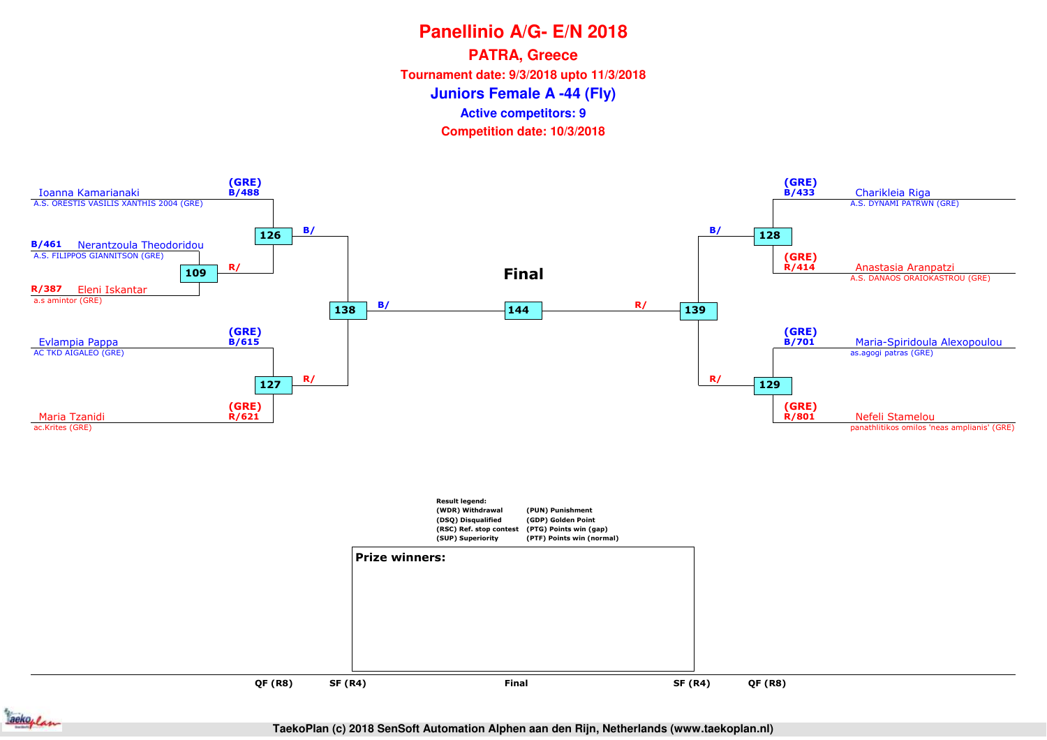# Panellinio A/G- E/N 2018

## PATRA, Greece

**Tournament date: 9/3/2018 upto 11/3/2018**

## Juniors Female A -44 (Fly)

**Active competitors: 9**

**Competition date: 10/3/2018**

### Left side of bracket

- Ioanna Kamarianaki — A.S. ORESTIS VASILIS XANTHIS 2004 (GRE) — (GRE) B/488
- B/461 Nerantzoula Theodoridou — A.S. FILIPPOS GIANNITSON (GRE)
- R/387 Eleni Iskantar — a.s amintor (GRE)
- Evlampia Pappa — AC TKD AIGALEO (GRE) — (GRE) B/615
- Maria Tzanidi — ac.Krites (GRE) — (GRE) R/621

Matches:
- 109: Nerantzoula Theodoridou (B/461) vs Eleni Iskantar (R/387) → R/
- 126: Ioanna Kamarianaki (B/488) vs winner of 109 (R/) → B/
- 127: Evlampia Pappa (B/615) vs Maria Tzanidi (R/621) → R/
- 138: winner of 126 (B/) vs winner of 127 (R/) → B/

### Right side of bracket

- Charikleia Riga — A.S. DYNAMI PATRWN (GRE) — (GRE) B/433
- Anastasia Aranpatzi — A.S. DANAOS ORAIOKASTROU (GRE) — (GRE) R/414
- Maria-Spiridoula Alexopoulou — as.agogi patras (GRE) — (GRE) B/701
- Nefeli Stamelou — panathlitikos omilos 'neas amplianis' (GRE) — (GRE) R/801

Matches:
- 128: Charikleia Riga (B/433) vs Anastasia Aranpatzi (R/414) → B/
- 129: Maria-Spiridoula Alexopoulou (B/701) vs Nefeli Stamelou (R/801) → R/
- 139: winner of 128 (B/) vs winner of 129 (R/) → R/

### Final

- 144: winner of 138 (B/) vs winner of 139 (R/)

QF (R8) — SF (R4) — Final — SF (R4) — QF (R8)

**Result legend:**

| | |
|---|---|
| (WDR) Withdrawal | (PUN) Punishment |
| (DSQ) Disqualified | (GDP) Golden Point |
| (RSC) Ref. stop contest | (PTG) Points win (gap) |
| (SUP) Superiority | (PTF) Points win (normal) |

**Prize winners:**

TaekoPlan (c) 2018 SenSoft Automation Alphen aan den Rijn, Netherlands (www.taekoplan.nl)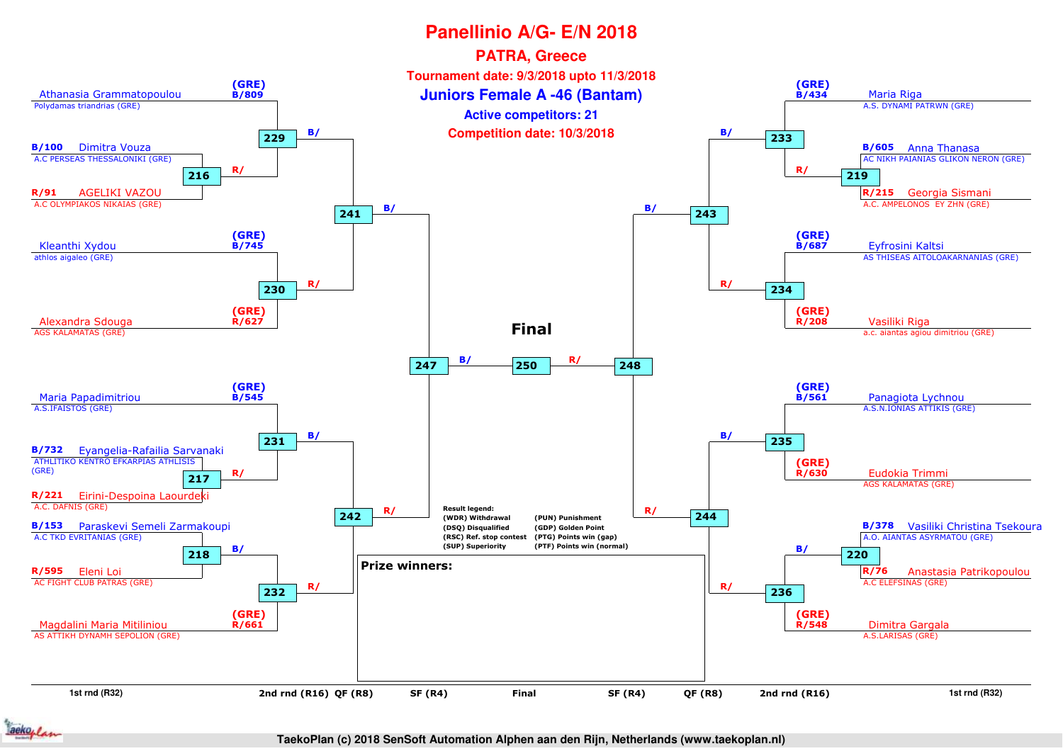# Panellinio A/G- E/N 2018

## PATRA, Greece

**Tournament date: 9/3/2018 upto 11/3/2018**

## Juniors Female A -46 (Bantam)

**Active competitors: 21**

**Competition date: 10/3/2018**

### Left side of bracket

| Pool / Seed | Competitor | Club | Match |
|---|---|---|---|
| (GRE) B/809 | Athanasia Grammatopoulou | Polydamas triandrias (GRE) | 229 (B/) |
| B/100 | Dimitra Vouza | A.C PERSEAS THESSALONIKI (GRE) | 216 → 229 (R/) |
| R/91 | AGELIKI VAZOU | A.C OLYMPIAKOS NIKAIAS (GRE) | 216 |
| (GRE) B/745 | Kleanthi Xydou | athlos aigaleo (GRE) | 230 |
| (GRE) R/627 | Alexandra Sdouga | AGS KALAMATAS (GRE) | 230 |
| (GRE) B/545 | Maria Papadimitriou | A.S.IFAISTOS (GRE) | 231 (B/) |
| B/732 | Eyangelia-Rafailia Sarvanaki | ATHLITIKO KENTRO EFKARPIAS ATHLISIS (GRE) | 217 → 231 (R/) |
| R/221 | Eirini-Despoina Laourdeki | A.C. DAFNIS (GRE) | 217 |
| B/153 | Paraskevi Semeli Zarmakoupi | A.C TKD EVRITANIAS (GRE) | 218 → 232 (B/) |
| R/595 | Eleni Loi | AC FIGHT CLUB PATRAS (GRE) | 218 |
| (GRE) R/661 | Magdalini Maria Mitiliniou | AS ATTIKH DYNAMH SEPOLION (GRE) | 232 (R/) |

Quarterfinals: 229 (B/) and 230 (R/) → 241; 231 (B/) and 232 (R/) → 242
Semifinal: 241 (B/) and 242 (R/) → 247

### Right side of bracket

| Pool / Seed | Competitor | Club | Match |
|---|---|---|---|
| (GRE) B/434 | Maria Riga | A.S. DYNAMI PATRWN (GRE) | 233 (B/) |
| B/605 | Anna Thanasa | AC NIKH PAIANIAS GLIKON NERON (GRE) | 219 → 233 (R/) |
| R/215 | Georgia Sismani | A.C. AMPELONOS EY ZHN (GRE) | 219 |
| (GRE) B/687 | Eyfrosini Kaltsi | AS THISEAS AITOLOAKARNANIAS (GRE) | 234 |
| (GRE) R/208 | Vasiliki Riga | a.c. aiantas agiou dimitriou (GRE) | 234 |
| (GRE) B/561 | Panagiota Lychnou | A.S.N.IONIAS ATTIKIS (GRE) | 235 |
| (GRE) R/630 | Eudokia Trimmi | AGS KALAMATAS (GRE) | 235 |
| B/378 | Vasiliki Christina Tsekoura | A.O. AIANTAS ASYRMATOU (GRE) | 220 → 236 (B/) |
| R/76 | Anastasia Patrikopoulou | A.C ELEFSINAS (GRE) | 220 |
| (GRE) R/548 | Dimitra Gargala | A.S.LARISAS (GRE) | 236 (R/) |

Quarterfinals: 233 (B/) and 234 (R/) → 243; 235 (B/) and 236 (R/) → 244
Semifinal: 243 (B/) and 244 (R/) → 248

### Final

247 (B/) — 250 — 248 (R/)

**Result legend:**

- (WDR) Withdrawal
- (DSQ) Disqualified
- (RSC) Ref. stop contest
- (SUP) Superiority
- (PUN) Punishment
- (GDP) Golden Point
- (PTG) Points win (gap)
- (PTF) Points win (normal)

**Prize winners:**

1st rnd (R32) | 2nd rnd (R16) | QF (R8) | SF (R4) | Final | SF (R4) | QF (R8) | 2nd rnd (R16) | 1st rnd (R32)

TaekoPlan (c) 2018 SenSoft Automation Alphen aan den Rijn, Netherlands (www.taekoplan.nl)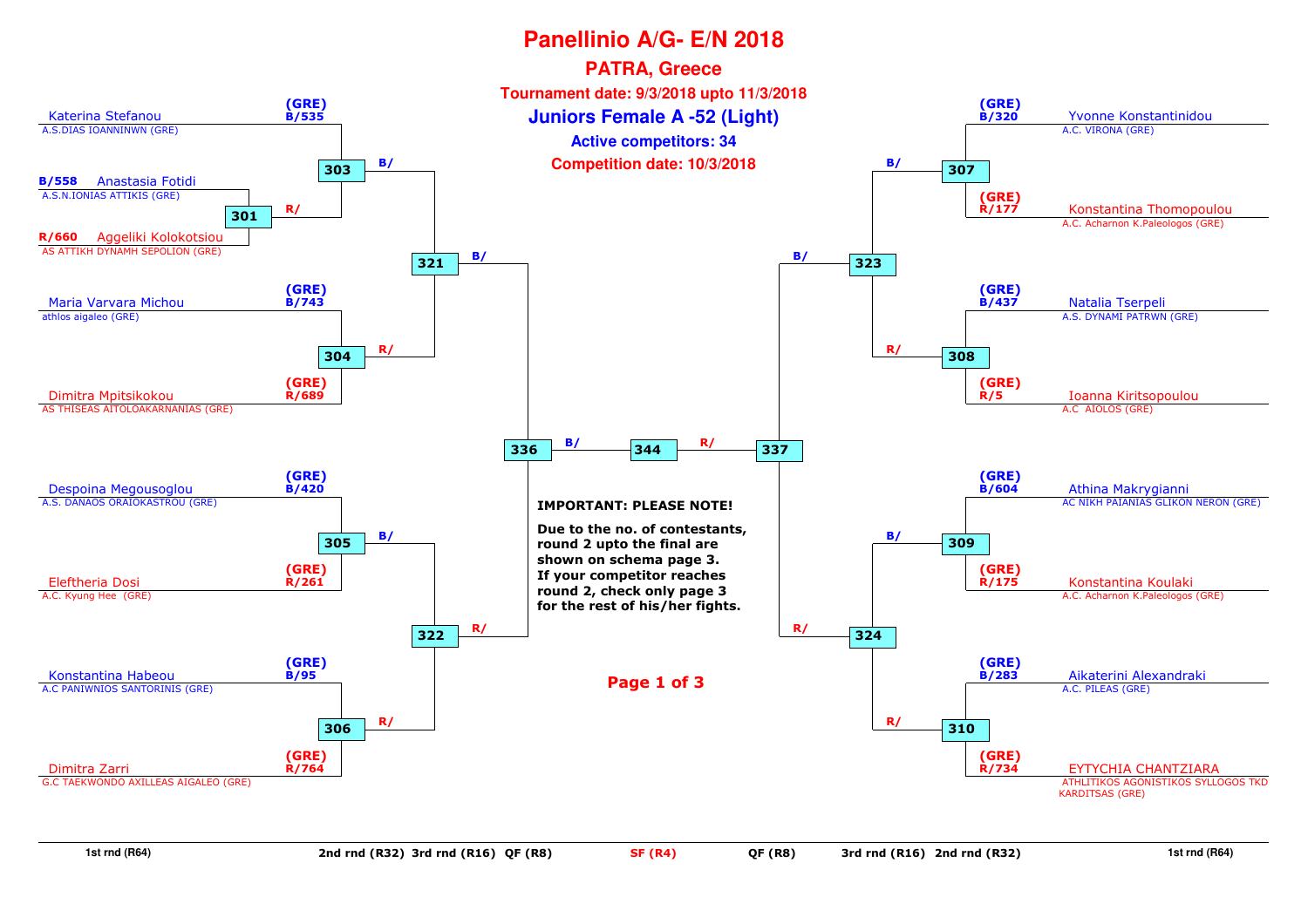# Panellinio A/G- E/N 2018

## PATRA, Greece

**Tournament date: 9/3/2018 upto 11/3/2018**

## Juniors Female A -52 (Light)

**Active competitors: 34**

**Competition date: 10/3/2018**

| Match | Blue | Red |
|---|---|---|
| 301 | B/558 Anastasia Fotidi – A.S.N.IONIAS ATTIKIS (GRE) | R/660 Aggeliki Kolokotsiou – AS ATTIKH DYNAMH SEPOLION (GRE) |
| 303 | (GRE) B/535 Katerina Stefanou – A.S.DIAS IOANNINWN (GRE) | R/ winner of 301 |
| 304 | (GRE) B/743 Maria Varvara Michou – athlos aigaleo (GRE) | (GRE) R/689 Dimitra Mpitsikokou – AS THISEAS AITOLOAKARNANIAS (GRE) |
| 305 | (GRE) B/420 Despoina Megousoglou – A.S. DANAOS ORAIOKASTROU (GRE) | (GRE) R/261 Eleftheria Dosi – A.C. Kyung Hee (GRE) |
| 306 | (GRE) B/95 Konstantina Habeou – A.C PANIWNIOS SANTORINIS (GRE) | (GRE) R/764 Dimitra Zarri – G.C TAEKWONDO AXILLEAS AIGALEO (GRE) |
| 307 | (GRE) B/320 Yvonne Konstantinidou – A.C. VIRONA (GRE) | (GRE) R/177 Konstantina Thomopoulou – A.C. Acharnon K.Paleologos (GRE) |
| 308 | (GRE) B/437 Natalia Tserpeli – A.S. DYNAMI PATRWN (GRE) | (GRE) R/5 Ioanna Kiritsopoulou – A.C AIOLOS (GRE) |
| 309 | (GRE) B/604 Athina Makrygianni – AC NIKH PAIANIAS GLIKON NERON (GRE) | (GRE) R/175 Konstantina Koulaki – A.C. Acharnon K.Paleologos (GRE) |
| 310 | (GRE) B/283 Aikaterini Alexandraki – A.C. PILEAS (GRE) | (GRE) R/734 EYTYCHIA CHANTZIARA – ATHLITIKOS AGONISTIKOS SYLLOGOS TKD KARDITSAS (GRE) |
| 321 | B/ winner of 303 | R/ winner of 304 |
| 322 | B/ winner of 305 | R/ winner of 306 |
| 323 | B/ winner of 307 | R/ winner of 308 |
| 324 | B/ winner of 309 | R/ winner of 310 |
| 336 | B/ winner of 321 | R/ winner of 322 |
| 337 | B/ winner of 323 | R/ winner of 324 |
| 344 | B/ winner of 336 | R/ winner of 337 |

**IMPORTANT: PLEASE NOTE!**

**Due to the no. of contestants, round 2 upto the final are shown on schema page 3. If your competitor reaches round 2, check only page 3 for the rest of his/her fights.**

1st rnd (R64) | 2nd rnd (R32) | 3rd rnd (R16) | QF (R8) | SF (R4) | QF (R8) | 3rd rnd (R16) | 2nd rnd (R32) | 1st rnd (R64)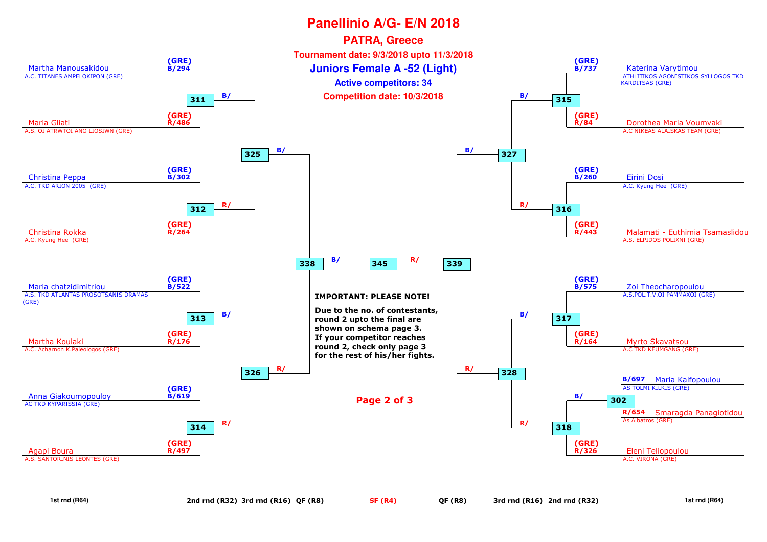# Panellinio A/G- E/N 2018

## PATRA, Greece

**Tournament date: 9/3/2018 upto 11/3/2018**

### Juniors Female A -52 (Light)

**Active competitors: 34**

**Competition date: 10/3/2018**

| Competitor | Club | Corner/No. | Match |
|---|---|---|---|
| Martha Manousakidou | A.C. TITANES AMPELOKIPON (GRE) | (GRE) B/294 | 311 |
| Maria Gliati | A.S. OI ATRWTOI ANO LIOSIWN (GRE) | (GRE) R/486 | 311 |
| Christina Peppa | A.C. TKD ARION 2005 (GRE) | (GRE) B/302 | 312 |
| Christina Rokka | A.C. Kyung Hee (GRE) | (GRE) R/264 | 312 |
| Maria chatzidimitriou | A.S. TKD ATLANTAS PROSOTSANIS DRAMAS (GRE) | (GRE) B/522 | 313 |
| Martha Koulaki | A.C. Acharnon K.Paleologos (GRE) | (GRE) R/176 | 313 |
| Anna Giakoumopouloy | AC TKD KYPARISSIA (GRE) | (GRE) B/619 | 314 |
| Agapi Boura | A.S. SANTORINIS LEONTES (GRE) | (GRE) R/497 | 314 |
| Katerina Varytimou | ATHLITIKOS AGONISTIKOS SYLLOGOS TKD KARDITSAS (GRE) | (GRE) B/737 | 315 |
| Dorothea Maria Voumvaki | A.C NIKEAS ALAISKAS TEAM (GRE) | (GRE) R/84 | 315 |
| Eirini Dosi | A.C. Kyung Hee (GRE) | (GRE) B/260 | 316 |
| Malamati - Euthimia Tsamaslidou | A.S. ELPIDOS POLIXNI (GRE) | (GRE) R/443 | 316 |
| Zoi Theocharopoulou | A.S.POL.T.V.OI PAMMAXOI (GRE) | (GRE) B/575 | 317 |
| Myrto Skavatsou | A.C TKD KEUMGANG (GRE) | (GRE) R/164 | 317 |
| Maria Kalfopoulou | AS TOLMI KILKIS (GRE) | B/697 | 302 |
| Smaragda Panagiotidou | As Albatros (GRE) | R/654 | 302 |
| Eleni Teliopoulou | A.C. VIRONA (GRE) | (GRE) R/326 | 318 |

Bracket progression:

- 311 (B/) and 312 (R/) → 325
- 313 (B/) and 314 (R/) → 326
- 325 (B/) and 326 (R/) → 338
- 315 (B/) and 316 (R/) → 327
- 302 winner (B/) vs Eleni Teliopoulou (R/326) → 318
- 317 (B/) and 318 (R/) → 328
- 327 (B/) and 328 (R/) → 339
- 338 (B/) and 339 (R/) → 345

**IMPORTANT: PLEASE NOTE!**

**Due to the no. of contestants, round 2 upto the final are shown on schema page 3. If your competitor reaches round 2, check only page 3 for the rest of his/her fights.**

1st rnd (R64) | 2nd rnd (R32) | 3rd rnd (R16) | QF (R8) | SF (R4) | QF (R8) | 3rd rnd (R16) | 2nd rnd (R32) | 1st rnd (R64)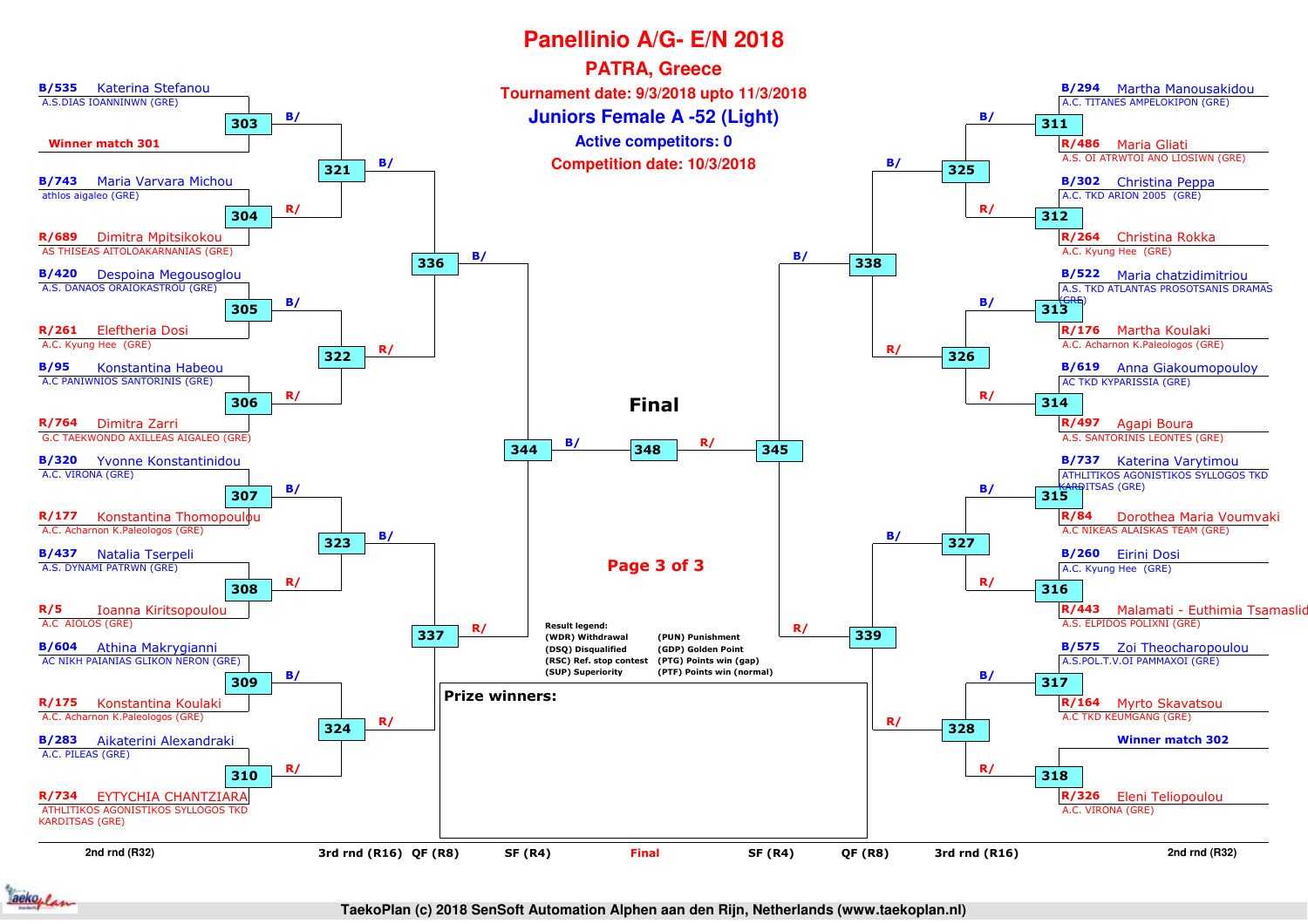# Panellinio A/G- E/N 2018

## PATRA, Greece

**Tournament date: 9/3/2018 upto 11/3/2018**

### Juniors Female A -52 (Light)

**Active competitors: 0**

**Competition date: 10/3/2018**

## Left side bracket (2nd rnd (R32))

| Match | Blue | Red |
|---|---|---|
| 303 | B/535 Katerina Stefanou – A.S.DIAS IOANNINWN (GRE) | Winner match 301 |
| 304 | B/743 Maria Varvara Michou – athlos aigaleo (GRE) | R/689 Dimitra Mpitsikokou – AS THISEAS AITOLOAKARNANIAS (GRE) |
| 305 | B/420 Despoina Megousoglou – A.S. DANAOS ORAIOKASTROU (GRE) | R/261 Eleftheria Dosi – A.C. Kyung Hee (GRE) |
| 306 | B/95 Konstantina Habeou – A.C PANIWNIOS SANTORINIS (GRE) | R/764 Dimitra Zarri – G.C TAEKWONDO AXILLEAS AIGALEO (GRE) |
| 307 | B/320 Yvonne Konstantinidou – A.C. VIRONA (GRE) | R/177 Konstantina Thomopoulou – A.C. Acharnon K.Paleologos (GRE) |
| 308 | B/437 Natalia Tserpeli – A.S. DYNAMI PATRWN (GRE) | R/5 Ioanna Kiritsopoulou – A.C AIOLOS (GRE) |
| 309 | B/604 Athina Makrygianni – AC NIKH PAIANIAS GLIKON NERON (GRE) | R/175 Konstantina Koulaki – A.C. Acharnon K.Paleologos (GRE) |
| 310 | B/283 Aikaterini Alexandraki – A.C. PILEAS (GRE) | R/734 EYTYCHIA CHANTZIARA – ATHLITIKOS AGONISTIKOS SYLLOGOS TKD KARDITSAS (GRE) |

3rd rnd (R16): 321 (303 vs 304), 322 (305 vs 306), 323 (307 vs 308), 324 (309 vs 310)

QF (R8): 336 (321 vs 322), 337 (323 vs 324)

SF (R4): 344 (336 vs 337)

## Right side bracket (2nd rnd (R32))

| Match | Blue | Red |
|---|---|---|
| 311 | B/294 Martha Manousakidou – A.C. TITANES AMPELOKIPON (GRE) | R/486 Maria Gliati – A.S. OI ATRWTOI ANO LIOSIWN (GRE) |
| 312 | B/302 Christina Peppa – A.C. TKD ARION 2005 (GRE) | R/264 Christina Rokka – A.C. Kyung Hee (GRE) |
| 313 | B/522 Maria chatzidimitriou – A.S. TKD ATLANTAS PROSOTSANIS DRAMAS (GRE) | R/176 Martha Koulaki – A.C. Acharnon K.Paleologos (GRE) |
| 314 | B/619 Anna Giakoumopouloy – AC TKD KYPARISSIA (GRE) | R/497 Agapi Boura – A.S. SANTORINIS LEONTES (GRE) |
| 315 | B/737 Katerina Varytimou – ATHLITIKOS AGONISTIKOS SYLLOGOS TKD KARDITSAS (GRE) | R/84 Dorothea Maria Voumvaki – A.C NIKEAS ALAISKAS TEAM (GRE) |
| 316 | B/260 Eirini Dosi – A.C. Kyung Hee (GRE) | R/443 Malamati - Euthimia Tsamaslid – A.S. ELPIDOS POLIXNI (GRE) |
| 317 | B/575 Zoi Theocharopoulou – A.S.POL.T.V.OI PAMMAXOI (GRE) | R/164 Myrto Skavatsou – A.C TKD KEUMGANG (GRE) |
| 318 | Winner match 302 | R/326 Eleni Teliopoulou – A.C. VIRONA (GRE) |

3rd rnd (R16): 325 (311 vs 312), 326 (313 vs 314), 327 (315 vs 316), 328 (317 vs 318)

QF (R8): 338 (325 vs 326), 339 (327 vs 328)

SF (R4): 345 (338 vs 339)

## Final

348 (344 vs 345)

**Result legend:**

- (WDR) Withdrawal
- (DSQ) Disqualified
- (RSC) Ref. stop contest
- (SUP) Superiority
- (PUN) Punishment
- (GDP) Golden Point
- (PTG) Points win (gap)
- (PTF) Points win (normal)

**Prize winners:**

TaekoPlan (c) 2018 SenSoft Automation Alphen aan den Rijn, Netherlands (www.taekoplan.nl)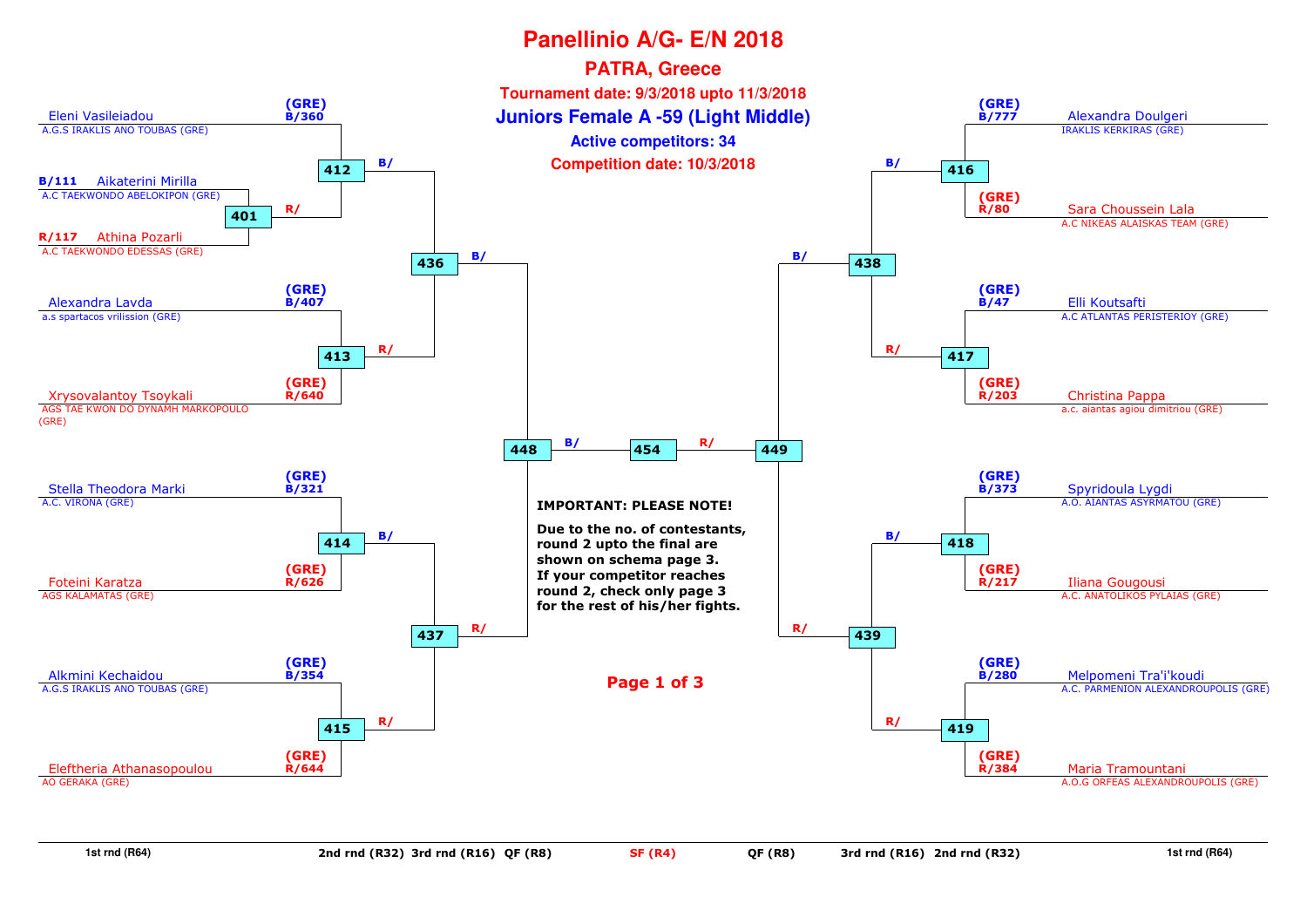# Panellinio A/G- E/N 2018

## PATRA, Greece

**Tournament date: 9/3/2018 upto 11/3/2018**

## Juniors Female A -59 (Light Middle)

**Active competitors: 34**

**Competition date: 10/3/2018**

### Left side

| 1st rnd (R64) | 2nd rnd (R32) | 3rd rnd (R16) | QF (R8) |
| --- | --- | --- | --- |
| B/111 Aikaterini Mirilla – A.C TAEKWONDO ABELOKIPON (GRE) vs R/117 Athina Pozarli – A.C TAEKWONDO EDESSAS (GRE) → 401 (R/) | Eleni Vasileiadou – A.G.S IRAKLIS ANO TOUBAS (GRE) (GRE) B/360 vs winner 401 → 412 (B/) | 412 vs 413 → 436 (B/) | 436 vs 437 → 448 (B/) |
| | Alexandra Lavda – a.s spartacos vrilission (GRE) (GRE) B/407 vs Xrysovalantoy Tsoykali – AGS TAE KWON DO DYNAMH MARKOPOULO (GRE) (GRE) R/640 → 413 (R/) | | |
| | Stella Theodora Marki – A.C. VIRONA (GRE) (GRE) B/321 vs Foteini Karatza – AGS KALAMATAS (GRE) (GRE) R/626 → 414 (B/) | 414 vs 415 → 437 (R/) | |
| | Alkmini Kechaidou – A.G.S IRAKLIS ANO TOUBAS (GRE) (GRE) B/354 vs Eleftheria Athanasopoulou – AO GERAKA (GRE) (GRE) R/644 → 415 (R/) | | |

### Right side

| 2nd rnd (R32) | 3rd rnd (R16) | QF (R8) |
| --- | --- | --- |
| Alexandra Doulgeri – IRAKLIS KERKIRAS (GRE) (GRE) B/777 vs Sara Choussein Lala – A.C NIKEAS ALAISKAS TEAM (GRE) (GRE) R/80 → 416 (B/) | 416 vs 417 → 438 (B/) | 438 vs 439 → 449 (R/) |
| Elli Koutsafti – A.C ATLANTAS PERISTERIOY (GRE) (GRE) B/47 vs Christina Pappa – a.c. aiantas agiou dimitriou (GRE) (GRE) R/203 → 417 (R/) | | |
| Spyridoula Lygdi – A.O. AIANTAS ASYRMATOU (GRE) (GRE) B/373 vs Iliana Gougousi – A.C. ANATOLIKOS PYLAIAS (GRE) (GRE) R/217 → 418 (B/) | 418 vs 419 → 439 (R/) | |
| Melpomeni Tra'i'koudi – A.C. PARMENION ALEXANDROUPOLIS (GRE) (GRE) B/280 vs Maria Tramountani – A.O.G ORFEAS ALEXANDROUPOLIS (GRE) (GRE) R/384 → 419 (R/) | | |

### SF (R4)

448 (B/) vs 449 (R/) → 454

**IMPORTANT: PLEASE NOTE!**

**Due to the no. of contestants, round 2 upto the final are shown on schema page 3. If your competitor reaches round 2, check only page 3 for the rest of his/her fights.**

**Page 1 of 3**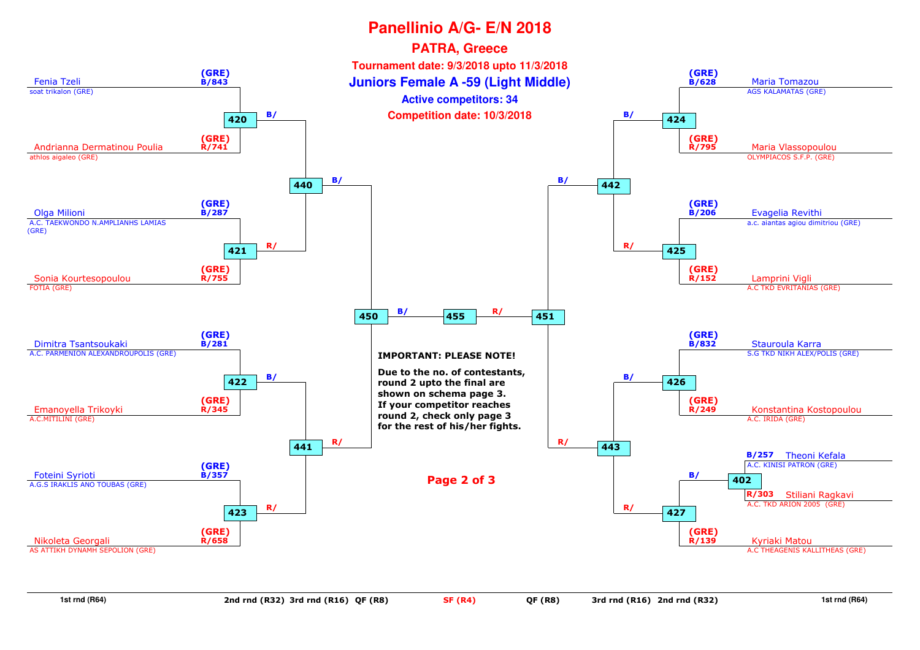# Panellinio A/G- E/N 2018

## PATRA, Greece

**Tournament date: 9/3/2018 upto 11/3/2018**

## Juniors Female A -59 (Light Middle)

**Active competitors: 34**

**Competition date: 10/3/2018**

### Left side (1st rnd (R64))

| Match | Corner | No. | Competitor | Club |
|---|---|---|---|---|
| 420 | B | 843 | Fenia Tzeli (GRE) | soat trikalon (GRE) |
| 420 | R | 741 | Andrianna Dermatinou Poulia (GRE) | athlos aigaleo (GRE) |
| 421 | B | 287 | Olga Milioni (GRE) | A.C. TAEKWONDO N.AMPLIANHS LAMIAS (GRE) |
| 421 | R | 755 | Sonia Kourtesopoulou (GRE) | FOTIA (GRE) |
| 422 | B | 281 | Dimitra Tsantsoukaki (GRE) | A.C. PARMENION ALEXANDROUPOLIS (GRE) |
| 422 | R | 345 | Emanoyella Trikoyki (GRE) | A.C.MITILINI (GRE) |
| 423 | B | 357 | Foteini Syrioti (GRE) | A.G.S IRAKLIS ANO TOUBAS (GRE) |
| 423 | R | 658 | Nikoleta Georgali (GRE) | AS ATTIKH DYNAMH SEPOLION (GRE) |

### Right side (1st rnd (R64))

| Match | Corner | No. | Competitor | Club |
|---|---|---|---|---|
| 424 | B | 628 | Maria Tomazou (GRE) | AGS KALAMATAS (GRE) |
| 424 | R | 795 | Maria Vlassopoulou (GRE) | OLYMPIACOS S.F.P. (GRE) |
| 425 | B | 206 | Evagelia Revithi (GRE) | a.c. aiantas agiou dimitriou (GRE) |
| 425 | R | 152 | Lamprini Vigli (GRE) | A.C TKD EVRITANIAS (GRE) |
| 426 | B | 832 | Stauroula Karra (GRE) | S.G TKD NIKH ALEX/POLIS (GRE) |
| 426 | R | 249 | Konstantina Kostopoulou (GRE) | A.C. IRIDA (GRE) |
| 402 | B | 257 | Theoni Kefala | A.C. KINISI PATRON (GRE) |
| 402 | R | 303 | Stiliani Ragkavi | A.C. TKD ARION 2005 (GRE) |
| 427 | R | 139 | Kyriaki Matou (GRE) | A.C THEAGENIS KALLITHEAS (GRE) |

### Bracket progression

- 420 (B/) and 421 (R/) → 440
- 422 (B/) and 423 (R/) → 441
- 440 (B/) and 441 (R/) → 450
- 424 (B/) and 425 (R/) → 442
- 426 (B/) and 427 (R/) → 443
- 402 (B/) → 427
- 442 (B/) and 443 (R/) → 451
- 450 (B/) and 451 (R/) → 455

**IMPORTANT: PLEASE NOTE!**

**Due to the no. of contestants, round 2 upto the final are shown on schema page 3. If your competitor reaches round 2, check only page 3 for the rest of his/her fights.**

1st rnd (R64) | 2nd rnd (R32) | 3rd rnd (R16) | QF (R8) | SF (R4) | QF (R8) | 3rd rnd (R16) | 2nd rnd (R32) | 1st rnd (R64)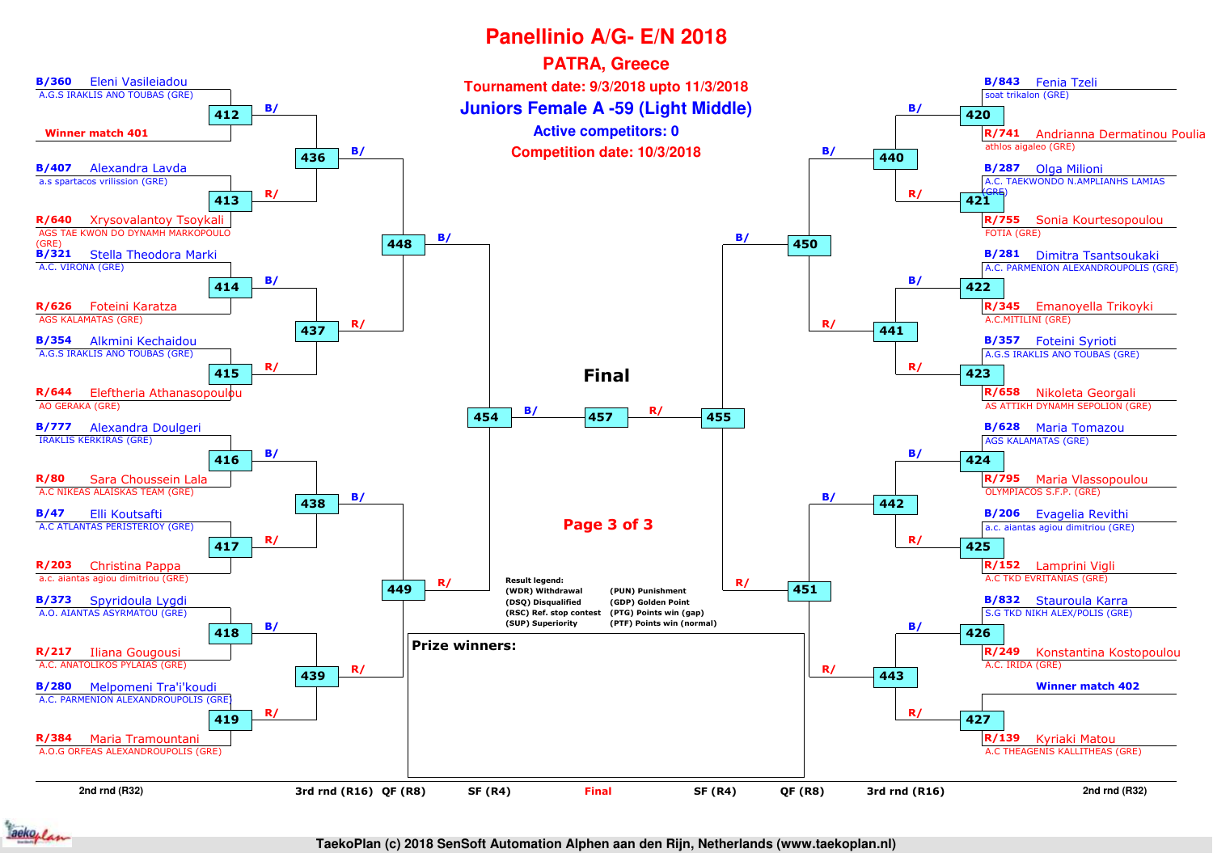# Panellinio A/G- E/N 2018

## PATRA, Greece

**Tournament date: 9/3/2018 upto 11/3/2018**

## Juniors Female A -59 (Light Middle)

**Active competitors: 0**

**Competition date: 10/3/2018**

### Left side (2nd rnd (R32))

| Match | Blue | Red |
|---|---|---|
| 412 | B/360 Eleni Vasileiadou – A.G.S IRAKLIS ANO TOUBAS (GRE) | Winner match 401 |
| 413 | B/407 Alexandra Lavda – a.s spartacos vrilission (GRE) | R/640 Xrysovalantoy Tsoykali – AGS TAE KWON DO DYNAMH MARKOPOULO (GRE) |
| 414 | B/321 Stella Theodora Marki – A.C. VIRONA (GRE) | R/626 Foteini Karatza – AGS KALAMATAS (GRE) |
| 415 | B/354 Alkmini Kechaidou – A.G.S IRAKLIS ANO TOUBAS (GRE) | R/644 Eleftheria Athanasopoulou – AO GERAKA (GRE) |
| 416 | B/777 Alexandra Doulgeri – IRAKLIS KERKIRAS (GRE) | R/80 Sara Choussein Lalla – A.C NIKEAS ALAISKAS TEAM (GRE) |
| 417 | B/47 Elli Koutsafti – A.C ATLANTAS PERISTERIOY (GRE) | R/203 Christina Pappa – a.c. aiantas agiou dimitriou (GRE) |
| 418 | B/373 Spyridoula Lygdi – A.O. AIANTAS ASYRMATOU (GRE) | R/217 Iliana Gougousi – A.C. ANATOLIKOS PYLAIAS (GRE) |
| 419 | B/280 Melpomeni Tra'i'koudi – A.C. PARMENION ALEXANDROUPOLIS (GRE) | R/384 Maria Tramountani – A.O.G ORFEAS ALEXANDROUPOLIS (GRE) |

### Right side (2nd rnd (R32))

| Match | Blue | Red |
|---|---|---|
| 420 | B/843 Fenia Tzeli – soat trikalon (GRE) | R/741 Andrianna Dermatinou Poulia – athlos aigaleo (GRE) |
| 421 | B/287 Olga Milioni – A.C. TAEKWONDO N.AMPLIANHS LAMIAS (GRE) | R/755 Sonia Kourtesopoulou – FOTIA (GRE) |
| 422 | B/281 Dimitra Tsantsoukaki – A.C. PARMENION ALEXANDROUPOLIS (GRE) | R/345 Emanoyella Trikoyki – A.C.MITILINI (GRE) |
| 423 | B/357 Foteini Syrioti – A.G.S IRAKLIS ANO TOUBAS (GRE) | R/658 Nikoleta Georgali – AS ATTIKH DYNAMH SEPOLION (GRE) |
| 424 | B/628 Maria Tomazou – AGS KALAMATAS (GRE) | R/795 Maria Vlassopoulou – OLYMPIACOS S.F.P. (GRE) |
| 425 | B/206 Evagelia Revithi – a.c. aiantas agiou dimitriou (GRE) | R/152 Lamprini Vigli – A.C TKD EVRITANIAS (GRE) |
| 426 | B/832 Stauroula Karra – S.G TKD NIKH ALEX/POLIS (GRE) | R/249 Konstantina Kostopoulou – A.C. IRIDA (GRE) |
| 427 | Winner match 402 | R/139 Kyriaki Matou – A.C THEAGENIS KALLITHEAS (GRE) |

### Later rounds

- 3rd rnd (R16): 436 (412 vs 413), 437 (414 vs 415), 438 (416 vs 417), 439 (418 vs 419), 440 (420 vs 421), 441 (422 vs 423), 442 (424 vs 425), 443 (426 vs 427)
- QF (R8): 448 (436 vs 437), 449 (438 vs 439), 450 (440 vs 441), 451 (442 vs 443)
- SF (R4): 454 (448 vs 449), 455 (450 vs 451)
- Final: 457 (454 vs 455)

**Result legend:**

| | |
|---|---|
| (WDR) Withdrawal | (PUN) Punishment |
| (DSQ) Disqualified | (GDP) Golden Point |
| (RSC) Ref. stop contest | (PTG) Points win (gap) |
| (SUP) Superiority | (PTF) Points win (normal) |

**Prize winners:**

TaekoPlan (c) 2018 SenSoft Automation Alphen aan den Rijn, Netherlands (www.taekoplan.nl)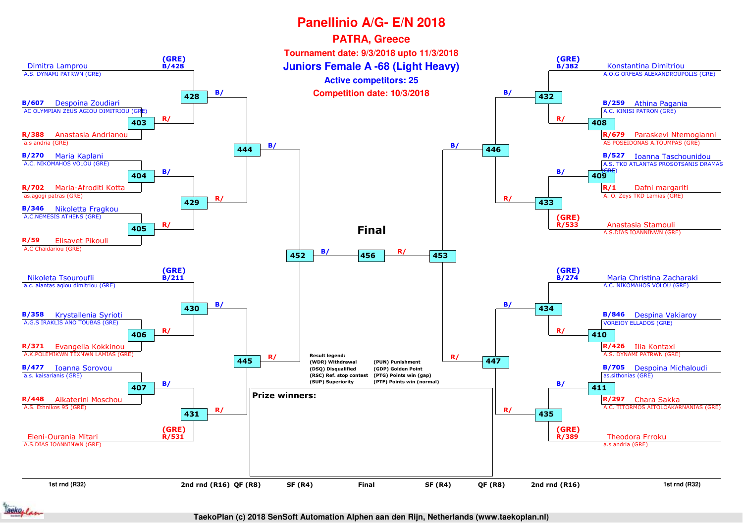# Panellinio A/G- E/N 2018

## PATRA, Greece

**Tournament date: 9/3/2018 upto 11/3/2018**

## Juniors Female A -68 (Light Heavy)

**Active competitors: 25**

**Competition date: 10/3/2018**

(GRE) B/428 Dimitra Lamprou
A.S. DYNAMI PATRWN (GRE)

B/607 Despoina Zoudiari
AC OLYMPIAN ZEUS AGIOU DIMITRIOU (GRE)

R/388 Anastasia Andrianou
a.s andria (GRE)

B/270 Maria Kaplani
A.C. NIKOMAHOS VOLOU (GRE)

R/702 Maria-Afroditi Kotta
as.agogi patras (GRE)

B/346 Nikoletta Fragkou
A.C.NEMESIS ATHENS (GRE)

R/59 Elisavet Pikouli
A.C Chaidariou (GRE)

(GRE) B/211 Nikoleta Tsouroufli
a.c. aiantas agiou dimitriou (GRE)

B/358 Krystallenia Syrioti
A.G.S IRAKLIS ANO TOUBAS (GRE)

R/371 Evangelia Kokkinou
A.K.POLEMIKWN TEXNWN LAMIAS (GRE)

B/477 Ioanna Sorovou
a.s. kaisarianis (GRE)

R/448 Aikaterini Moschou
A.S. Ethnikos 95 (GRE)

(GRE) R/531 Eleni-Ourania Mitari
A.S.DIAS IOANNINWN (GRE)

(GRE) B/382 Konstantina Dimitriou
A.O.G ORFEAS ALEXANDROUPOLIS (GRE)

B/259 Athina Pagania
A.C. KINISI PATRON (GRE)

R/679 Paraskevi Ntemogianni
AS POSEIDONAS A.TOUMPAS (GRE)

B/527 Ioanna Taschounidou
A.S. TKD ATLANTAS PROSOTSANIS DRAMAS (GRE)

R/1 Dafni margariti
A. O. Zeys TKD Lamias (GRE)

(GRE) R/533 Anastasia Stamouli
A.S.DIAS IOANNINWN (GRE)

(GRE) B/274 Maria Christina Zacharaki
A.C. NIKOMAHOS VOLOU (GRE)

B/846 Despina Vakiaroy
VOREIOY ELLADOS (GRE)

R/426 Ilia Kontaxi
A.S. DYNAMI PATRWN (GRE)

B/705 Despoina Michaloudi
as.sithonias (GRE)

R/297 Chara Sakka
A.C. TITORMOS AITOLOAKARNANIAS (GRE)

(GRE) R/389 Theodora Frroku
a.s andria (GRE)

Matches: 403, 404, 405, 406, 407, 408, 409, 410, 411, 428, 429, 430, 431, 432, 433, 434, 435, 444, 445, 446, 447, 452, 453, 456

**Final**

Result legend:
(WDR) Withdrawal
(DSQ) Disqualified
(RSC) Ref. stop contest
(SUP) Superiority
(PUN) Punishment
(GDP) Golden Point
(PTG) Points win (gap)
(PTF) Points win (normal)

**Prize winners:**

1st rnd (R32) | 2nd rnd (R16) | QF (R8) | SF (R4) | Final | SF (R4) | QF (R8) | 2nd rnd (R16) | 1st rnd (R32)

TaekoPlan (c) 2018 SenSoft Automation Alphen aan den Rijn, Netherlands (www.taekoplan.nl)